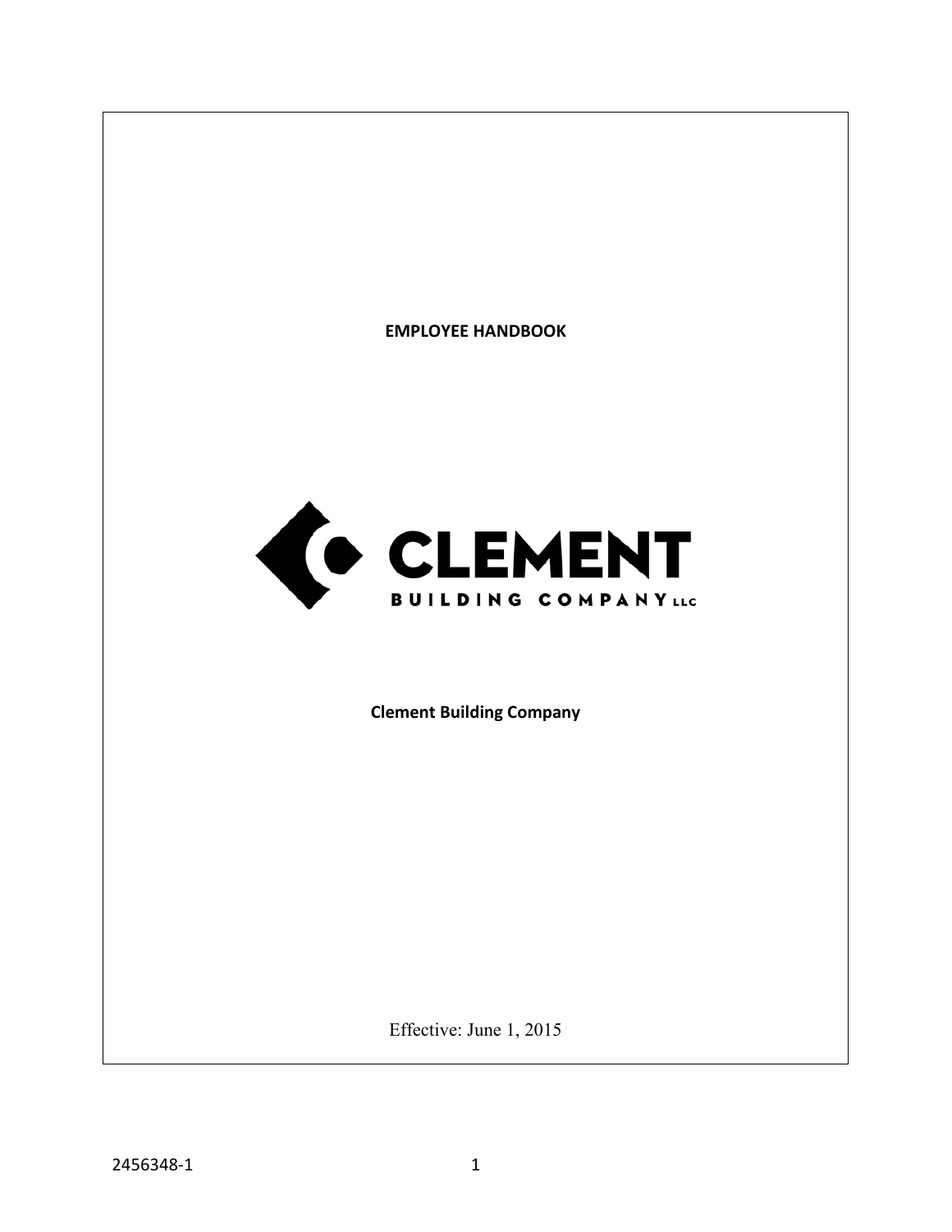# EMPLOYEE HANDBOOK

CLEMENT
BUILDING COMPANY LLC

**Clement Building Company**

Effective: June 1, 2015

2456348-1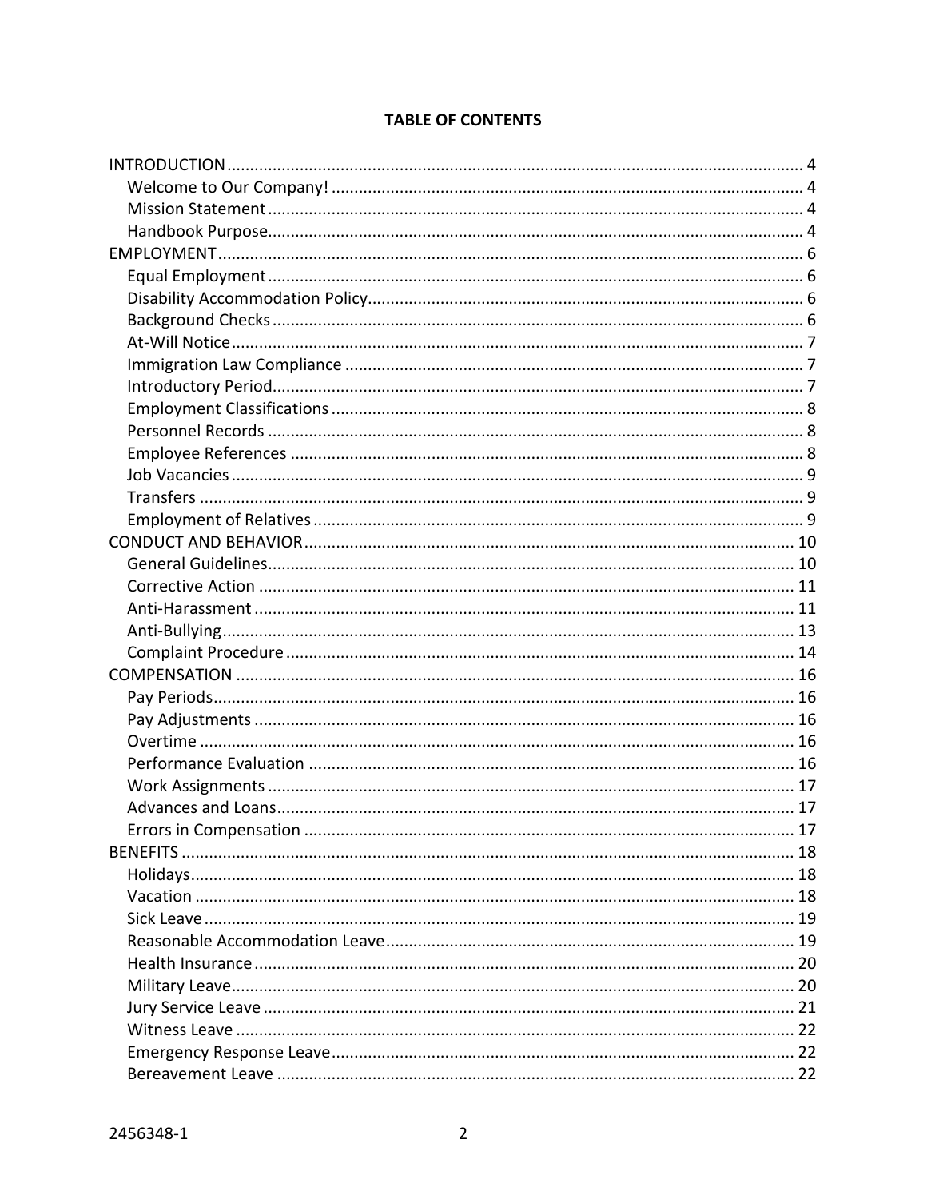**TABLE OF CONTENTS**

INTRODUCTION ........................................................................................................ 4
- Welcome to Our Company! ...................................................................................... 4
- Mission Statement .................................................................................................... 4
- Handbook Purpose.................................................................................................... 4

EMPLOYMENT ............................................................................................................ 6
- Equal Employment .................................................................................................... 6
- Disability Accommodation Policy.............................................................................. 6
- Background Checks ................................................................................................... 6
- At-Will Notice ............................................................................................................ 7
- Immigration Law Compliance ................................................................................... 7
- Introductory Period................................................................................................... 7
- Employment Classifications ...................................................................................... 8
- Personnel Records .................................................................................................... 8
- Employee References ............................................................................................... 8
- Job Vacancies ............................................................................................................ 9
- Transfers ................................................................................................................... 9
- Employment of Relatives .......................................................................................... 9

CONDUCT AND BEHAVIOR ........................................................................................ 10
- General Guidelines.................................................................................................. 10
- Corrective Action .................................................................................................... 11
- Anti-Harassment ..................................................................................................... 11
- Anti-Bullying............................................................................................................ 13
- Complaint Procedure .............................................................................................. 14

COMPENSATION ....................................................................................................... 16
- Pay Periods.............................................................................................................. 16
- Pay Adjustments ..................................................................................................... 16
- Overtime ................................................................................................................. 16
- Performance Evaluation ......................................................................................... 16
- Work Assignments .................................................................................................. 17
- Advances and Loans................................................................................................ 17
- Errors in Compensation .......................................................................................... 17

BENEFITS ................................................................................................................... 18
- Holidays................................................................................................................... 18
- Vacation .................................................................................................................. 18
- Sick Leave ................................................................................................................ 19
- Reasonable Accommodation Leave ........................................................................ 19
- Health Insurance ..................................................................................................... 20
- Military Leave.......................................................................................................... 20
- Jury Service Leave ................................................................................................... 21
- Witness Leave ......................................................................................................... 22
- Emergency Response Leave.................................................................................... 22
- Bereavement Leave ................................................................................................. 22

2456348-1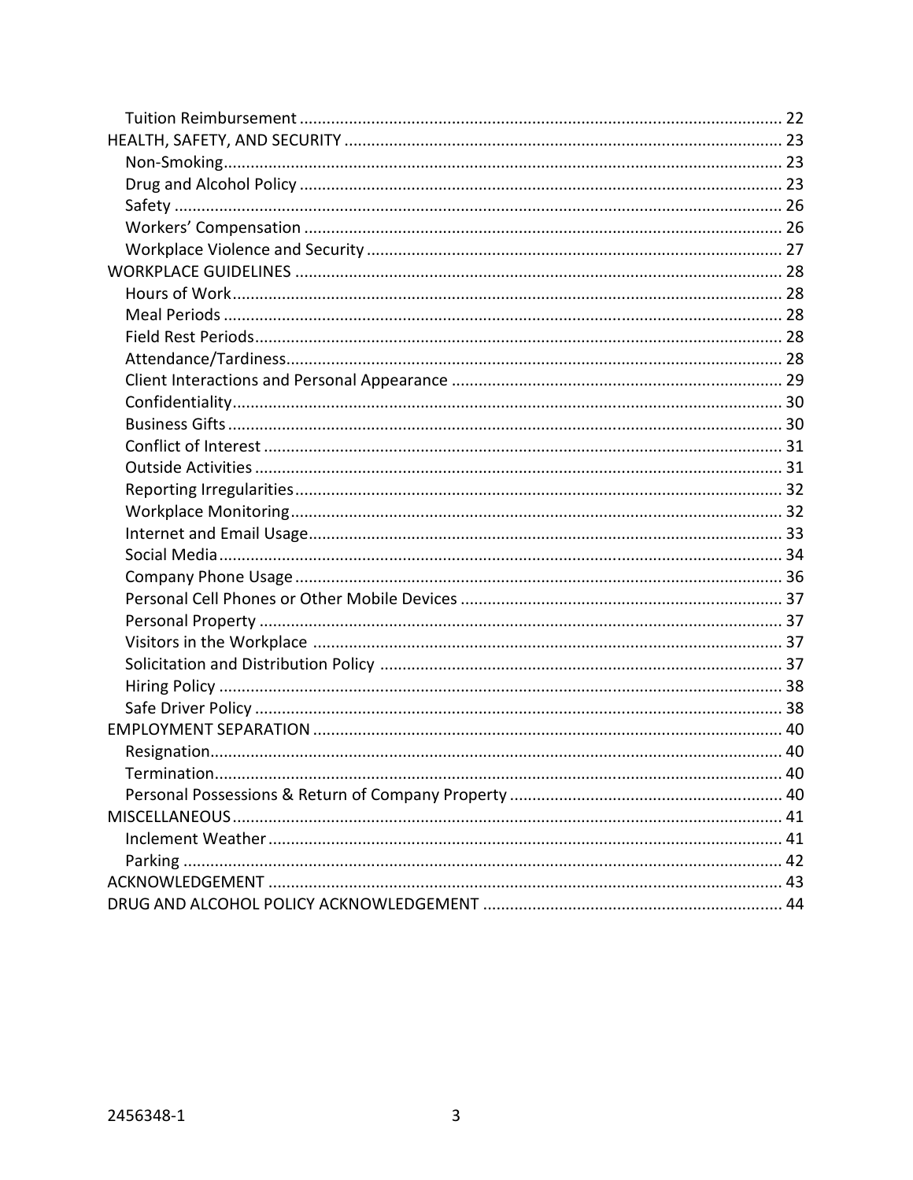- Tuition Reimbursement ... 22

HEALTH, SAFETY, AND SECURITY ... 23

- Non-Smoking ... 23
- Drug and Alcohol Policy ... 23
- Safety ... 26
- Workers' Compensation ... 26
- Workplace Violence and Security ... 27

WORKPLACE GUIDELINES ... 28

- Hours of Work ... 28
- Meal Periods ... 28
- Field Rest Periods ... 28
- Attendance/Tardiness ... 28
- Client Interactions and Personal Appearance ... 29
- Confidentiality ... 30
- Business Gifts ... 30
- Conflict of Interest ... 31
- Outside Activities ... 31
- Reporting Irregularities ... 32
- Workplace Monitoring ... 32
- Internet and Email Usage ... 33
- Social Media ... 34
- Company Phone Usage ... 36
- Personal Cell Phones or Other Mobile Devices ... 37
- Personal Property ... 37
- Visitors in the Workplace ... 37
- Solicitation and Distribution Policy ... 37
- Hiring Policy ... 38
- Safe Driver Policy ... 38

EMPLOYMENT SEPARATION ... 40

- Resignation ... 40
- Termination ... 40
- Personal Possessions & Return of Company Property ... 40

MISCELLANEOUS ... 41

- Inclement Weather ... 41
- Parking ... 42

ACKNOWLEDGEMENT ... 43

DRUG AND ALCOHOL POLICY ACKNOWLEDGEMENT ... 44

2456348-1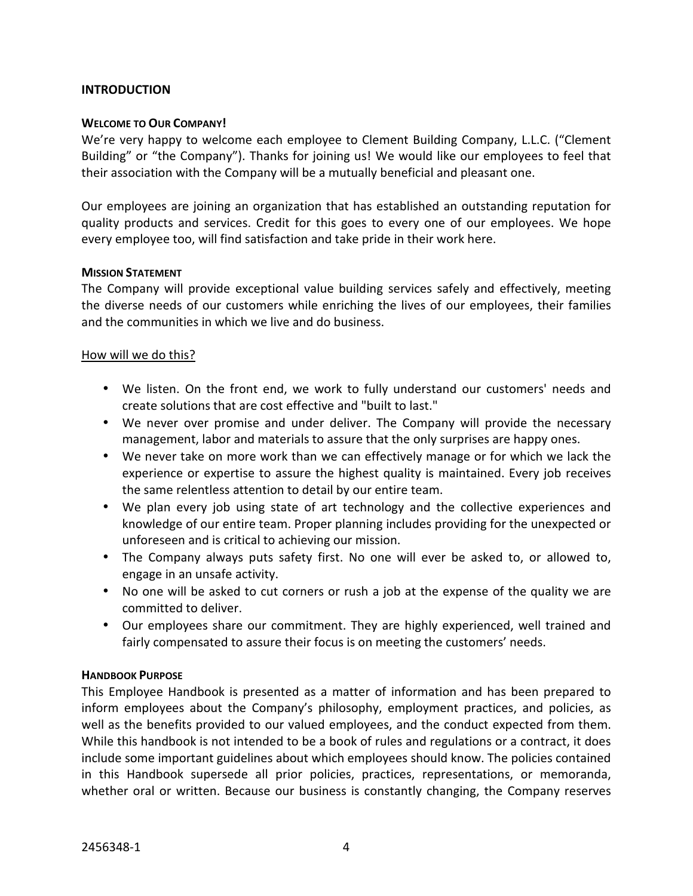## INTRODUCTION

### WELCOME TO OUR COMPANY!

We're very happy to welcome each employee to Clement Building Company, L.L.C. ("Clement Building" or "the Company"). Thanks for joining us! We would like our employees to feel that their association with the Company will be a mutually beneficial and pleasant one.

Our employees are joining an organization that has established an outstanding reputation for quality products and services. Credit for this goes to every one of our employees. We hope every employee too, will find satisfaction and take pride in their work here.

### MISSION STATEMENT

The Company will provide exceptional value building services safely and effectively, meeting the diverse needs of our customers while enriching the lives of our employees, their families and the communities in which we live and do business.

How will we do this?

- We listen. On the front end, we work to fully understand our customers' needs and create solutions that are cost effective and "built to last."
- We never over promise and under deliver. The Company will provide the necessary management, labor and materials to assure that the only surprises are happy ones.
- We never take on more work than we can effectively manage or for which we lack the experience or expertise to assure the highest quality is maintained. Every job receives the same relentless attention to detail by our entire team.
- We plan every job using state of art technology and the collective experiences and knowledge of our entire team. Proper planning includes providing for the unexpected or unforeseen and is critical to achieving our mission.
- The Company always puts safety first. No one will ever be asked to, or allowed to, engage in an unsafe activity.
- No one will be asked to cut corners or rush a job at the expense of the quality we are committed to deliver.
- Our employees share our commitment. They are highly experienced, well trained and fairly compensated to assure their focus is on meeting the customers' needs.

### HANDBOOK PURPOSE

This Employee Handbook is presented as a matter of information and has been prepared to inform employees about the Company's philosophy, employment practices, and policies, as well as the benefits provided to our valued employees, and the conduct expected from them. While this handbook is not intended to be a book of rules and regulations or a contract, it does include some important guidelines about which employees should know. The policies contained in this Handbook supersede all prior policies, practices, representations, or memoranda, whether oral or written. Because our business is constantly changing, the Company reserves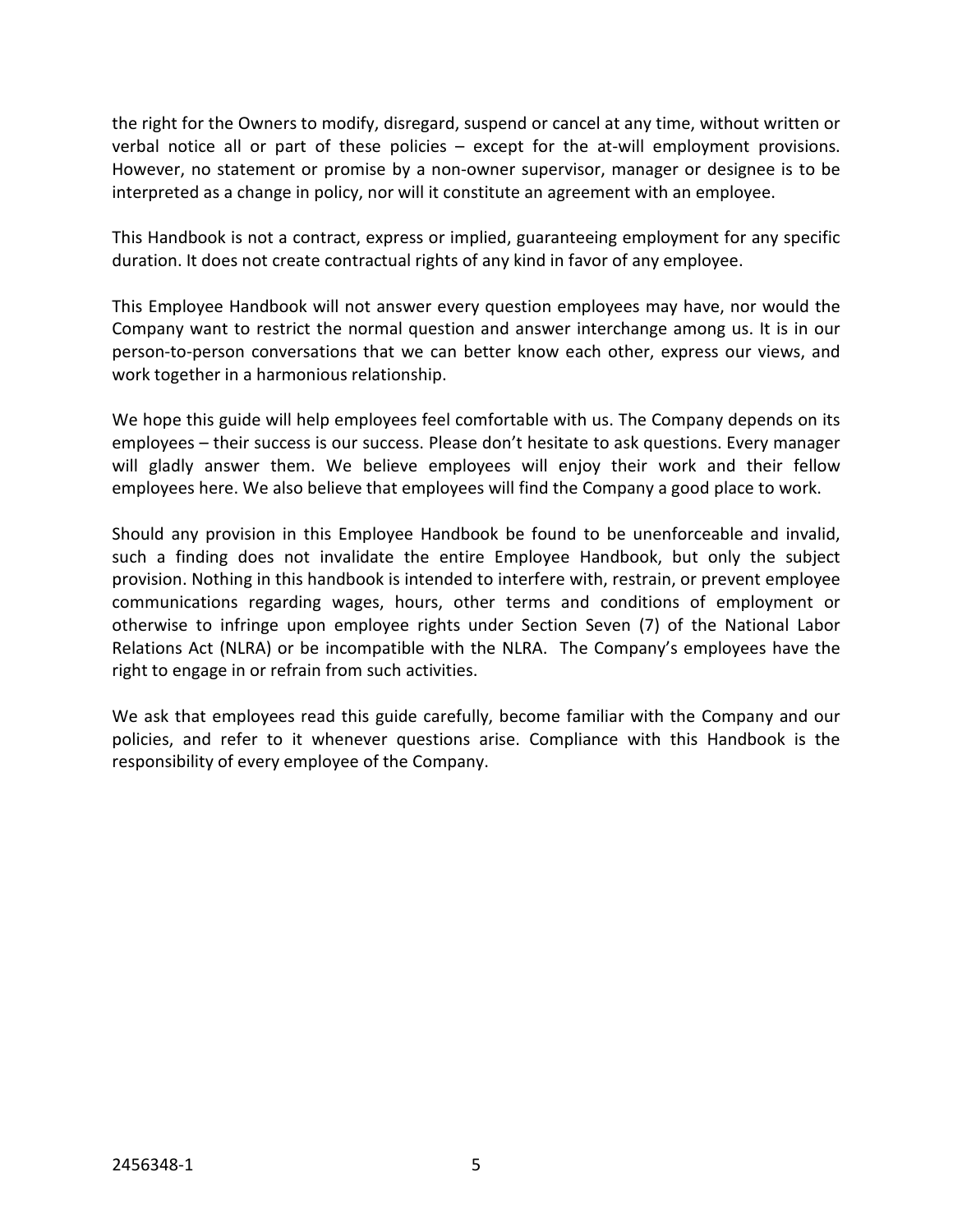the right for the Owners to modify, disregard, suspend or cancel at any time, without written or verbal notice all or part of these policies – except for the at-will employment provisions. However, no statement or promise by a non-owner supervisor, manager or designee is to be interpreted as a change in policy, nor will it constitute an agreement with an employee.

This Handbook is not a contract, express or implied, guaranteeing employment for any specific duration. It does not create contractual rights of any kind in favor of any employee.

This Employee Handbook will not answer every question employees may have, nor would the Company want to restrict the normal question and answer interchange among us. It is in our person-to-person conversations that we can better know each other, express our views, and work together in a harmonious relationship.

We hope this guide will help employees feel comfortable with us. The Company depends on its employees – their success is our success. Please don't hesitate to ask questions. Every manager will gladly answer them. We believe employees will enjoy their work and their fellow employees here. We also believe that employees will find the Company a good place to work.

Should any provision in this Employee Handbook be found to be unenforceable and invalid, such a finding does not invalidate the entire Employee Handbook, but only the subject provision. Nothing in this handbook is intended to interfere with, restrain, or prevent employee communications regarding wages, hours, other terms and conditions of employment or otherwise to infringe upon employee rights under Section Seven (7) of the National Labor Relations Act (NLRA) or be incompatible with the NLRA. The Company's employees have the right to engage in or refrain from such activities.

We ask that employees read this guide carefully, become familiar with the Company and our policies, and refer to it whenever questions arise. Compliance with this Handbook is the responsibility of every employee of the Company.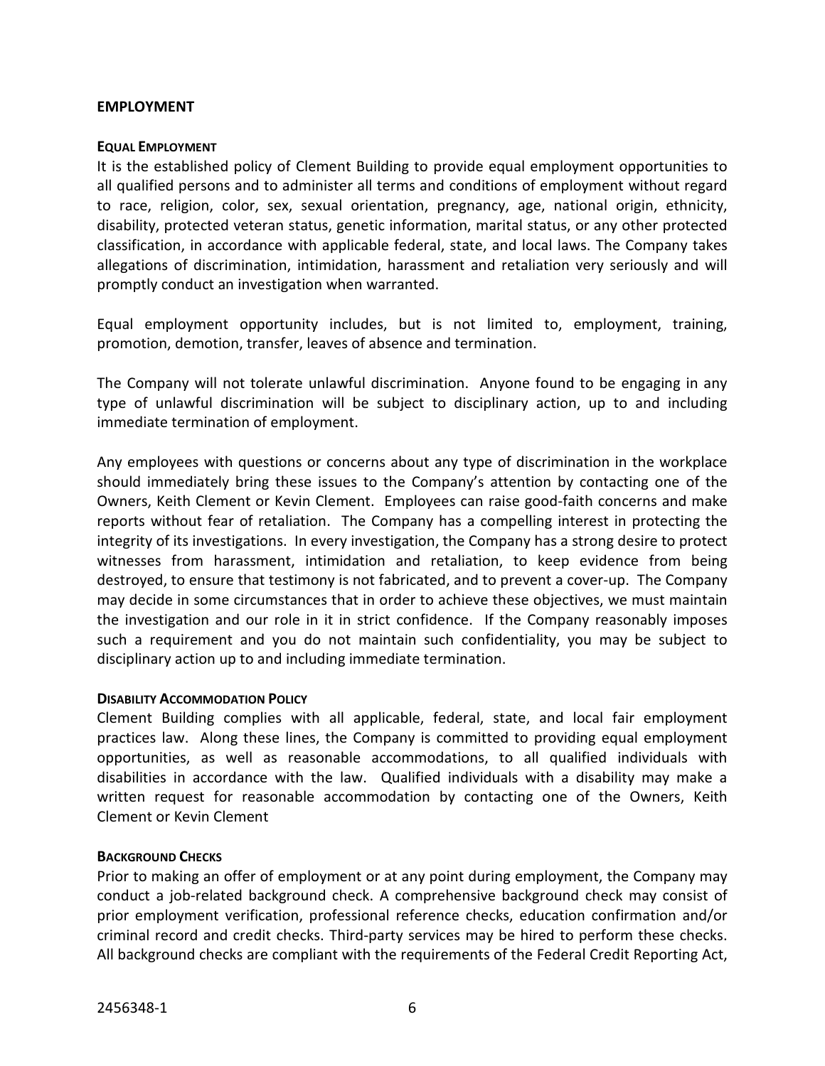## EMPLOYMENT

### EQUAL EMPLOYMENT

It is the established policy of Clement Building to provide equal employment opportunities to all qualified persons and to administer all terms and conditions of employment without regard to race, religion, color, sex, sexual orientation, pregnancy, age, national origin, ethnicity, disability, protected veteran status, genetic information, marital status, or any other protected classification, in accordance with applicable federal, state, and local laws. The Company takes allegations of discrimination, intimidation, harassment and retaliation very seriously and will promptly conduct an investigation when warranted.

Equal employment opportunity includes, but is not limited to, employment, training, promotion, demotion, transfer, leaves of absence and termination.

The Company will not tolerate unlawful discrimination. Anyone found to be engaging in any type of unlawful discrimination will be subject to disciplinary action, up to and including immediate termination of employment.

Any employees with questions or concerns about any type of discrimination in the workplace should immediately bring these issues to the Company's attention by contacting one of the Owners, Keith Clement or Kevin Clement. Employees can raise good-faith concerns and make reports without fear of retaliation. The Company has a compelling interest in protecting the integrity of its investigations. In every investigation, the Company has a strong desire to protect witnesses from harassment, intimidation and retaliation, to keep evidence from being destroyed, to ensure that testimony is not fabricated, and to prevent a cover-up. The Company may decide in some circumstances that in order to achieve these objectives, we must maintain the investigation and our role in it in strict confidence. If the Company reasonably imposes such a requirement and you do not maintain such confidentiality, you may be subject to disciplinary action up to and including immediate termination.

### DISABILITY ACCOMMODATION POLICY

Clement Building complies with all applicable, federal, state, and local fair employment practices law. Along these lines, the Company is committed to providing equal employment opportunities, as well as reasonable accommodations, to all qualified individuals with disabilities in accordance with the law. Qualified individuals with a disability may make a written request for reasonable accommodation by contacting one of the Owners, Keith Clement or Kevin Clement

### BACKGROUND CHECKS

Prior to making an offer of employment or at any point during employment, the Company may conduct a job-related background check. A comprehensive background check may consist of prior employment verification, professional reference checks, education confirmation and/or criminal record and credit checks. Third-party services may be hired to perform these checks. All background checks are compliant with the requirements of the Federal Credit Reporting Act,

2456348-1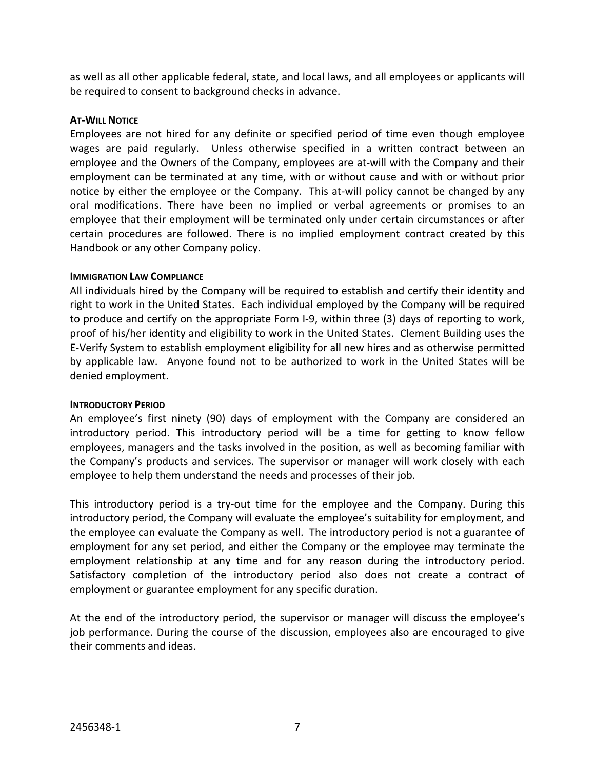as well as all other applicable federal, state, and local laws, and all employees or applicants will be required to consent to background checks in advance.

#### AT-WILL NOTICE

Employees are not hired for any definite or specified period of time even though employee wages are paid regularly. Unless otherwise specified in a written contract between an employee and the Owners of the Company, employees are at-will with the Company and their employment can be terminated at any time, with or without cause and with or without prior notice by either the employee or the Company. This at-will policy cannot be changed by any oral modifications. There have been no implied or verbal agreements or promises to an employee that their employment will be terminated only under certain circumstances or after certain procedures are followed. There is no implied employment contract created by this Handbook or any other Company policy.

#### IMMIGRATION LAW COMPLIANCE

All individuals hired by the Company will be required to establish and certify their identity and right to work in the United States. Each individual employed by the Company will be required to produce and certify on the appropriate Form I-9, within three (3) days of reporting to work, proof of his/her identity and eligibility to work in the United States. Clement Building uses the E-Verify System to establish employment eligibility for all new hires and as otherwise permitted by applicable law. Anyone found not to be authorized to work in the United States will be denied employment.

#### INTRODUCTORY PERIOD

An employee's first ninety (90) days of employment with the Company are considered an introductory period. This introductory period will be a time for getting to know fellow employees, managers and the tasks involved in the position, as well as becoming familiar with the Company's products and services. The supervisor or manager will work closely with each employee to help them understand the needs and processes of their job.

This introductory period is a try-out time for the employee and the Company. During this introductory period, the Company will evaluate the employee's suitability for employment, and the employee can evaluate the Company as well. The introductory period is not a guarantee of employment for any set period, and either the Company or the employee may terminate the employment relationship at any time and for any reason during the introductory period. Satisfactory completion of the introductory period also does not create a contract of employment or guarantee employment for any specific duration.

At the end of the introductory period, the supervisor or manager will discuss the employee's job performance. During the course of the discussion, employees also are encouraged to give their comments and ideas.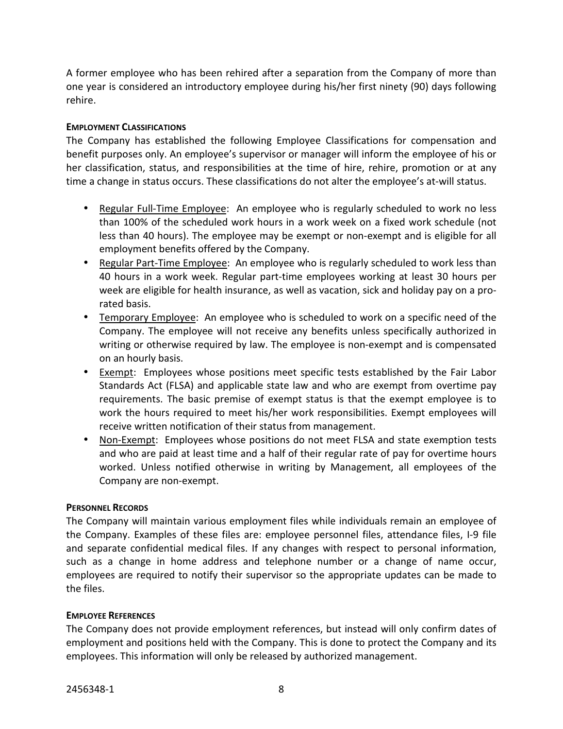A former employee who has been rehired after a separation from the Company of more than one year is considered an introductory employee during his/her first ninety (90) days following rehire.

#### **EMPLOYMENT CLASSIFICATIONS**

The Company has established the following Employee Classifications for compensation and benefit purposes only. An employee's supervisor or manager will inform the employee of his or her classification, status, and responsibilities at the time of hire, rehire, promotion or at any time a change in status occurs. These classifications do not alter the employee's at-will status.

- Regular Full-Time Employee: An employee who is regularly scheduled to work no less than 100% of the scheduled work hours in a work week on a fixed work schedule (not less than 40 hours). The employee may be exempt or non-exempt and is eligible for all employment benefits offered by the Company.
- Regular Part-Time Employee: An employee who is regularly scheduled to work less than 40 hours in a work week. Regular part-time employees working at least 30 hours per week are eligible for health insurance, as well as vacation, sick and holiday pay on a pro-rated basis.
- Temporary Employee: An employee who is scheduled to work on a specific need of the Company. The employee will not receive any benefits unless specifically authorized in writing or otherwise required by law. The employee is non-exempt and is compensated on an hourly basis.
- Exempt: Employees whose positions meet specific tests established by the Fair Labor Standards Act (FLSA) and applicable state law and who are exempt from overtime pay requirements. The basic premise of exempt status is that the exempt employee is to work the hours required to meet his/her work responsibilities. Exempt employees will receive written notification of their status from management.
- Non-Exempt: Employees whose positions do not meet FLSA and state exemption tests and who are paid at least time and a half of their regular rate of pay for overtime hours worked. Unless notified otherwise in writing by Management, all employees of the Company are non-exempt.

#### **PERSONNEL RECORDS**

The Company will maintain various employment files while individuals remain an employee of the Company. Examples of these files are: employee personnel files, attendance files, I-9 file and separate confidential medical files. If any changes with respect to personal information, such as a change in home address and telephone number or a change of name occur, employees are required to notify their supervisor so the appropriate updates can be made to the files.

#### **EMPLOYEE REFERENCES**

The Company does not provide employment references, but instead will only confirm dates of employment and positions held with the Company. This is done to protect the Company and its employees. This information will only be released by authorized management.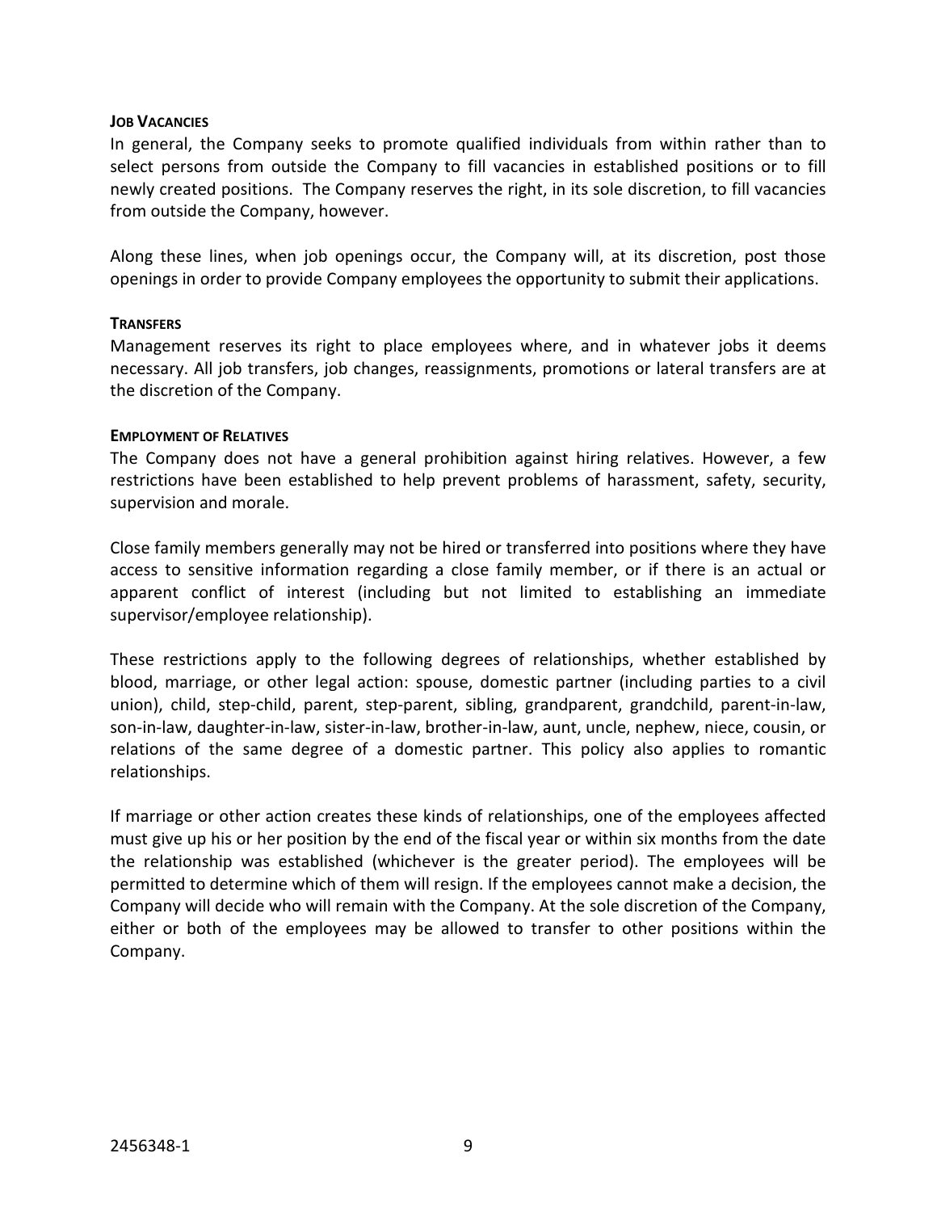### JOB VACANCIES

In general, the Company seeks to promote qualified individuals from within rather than to select persons from outside the Company to fill vacancies in established positions or to fill newly created positions. The Company reserves the right, in its sole discretion, to fill vacancies from outside the Company, however.

Along these lines, when job openings occur, the Company will, at its discretion, post those openings in order to provide Company employees the opportunity to submit their applications.

### TRANSFERS

Management reserves its right to place employees where, and in whatever jobs it deems necessary. All job transfers, job changes, reassignments, promotions or lateral transfers are at the discretion of the Company.

### EMPLOYMENT OF RELATIVES

The Company does not have a general prohibition against hiring relatives. However, a few restrictions have been established to help prevent problems of harassment, safety, security, supervision and morale.

Close family members generally may not be hired or transferred into positions where they have access to sensitive information regarding a close family member, or if there is an actual or apparent conflict of interest (including but not limited to establishing an immediate supervisor/employee relationship).

These restrictions apply to the following degrees of relationships, whether established by blood, marriage, or other legal action: spouse, domestic partner (including parties to a civil union), child, step-child, parent, step-parent, sibling, grandparent, grandchild, parent-in-law, son-in-law, daughter-in-law, sister-in-law, brother-in-law, aunt, uncle, nephew, niece, cousin, or relations of the same degree of a domestic partner. This policy also applies to romantic relationships.

If marriage or other action creates these kinds of relationships, one of the employees affected must give up his or her position by the end of the fiscal year or within six months from the date the relationship was established (whichever is the greater period). The employees will be permitted to determine which of them will resign. If the employees cannot make a decision, the Company will decide who will remain with the Company. At the sole discretion of the Company, either or both of the employees may be allowed to transfer to other positions within the Company.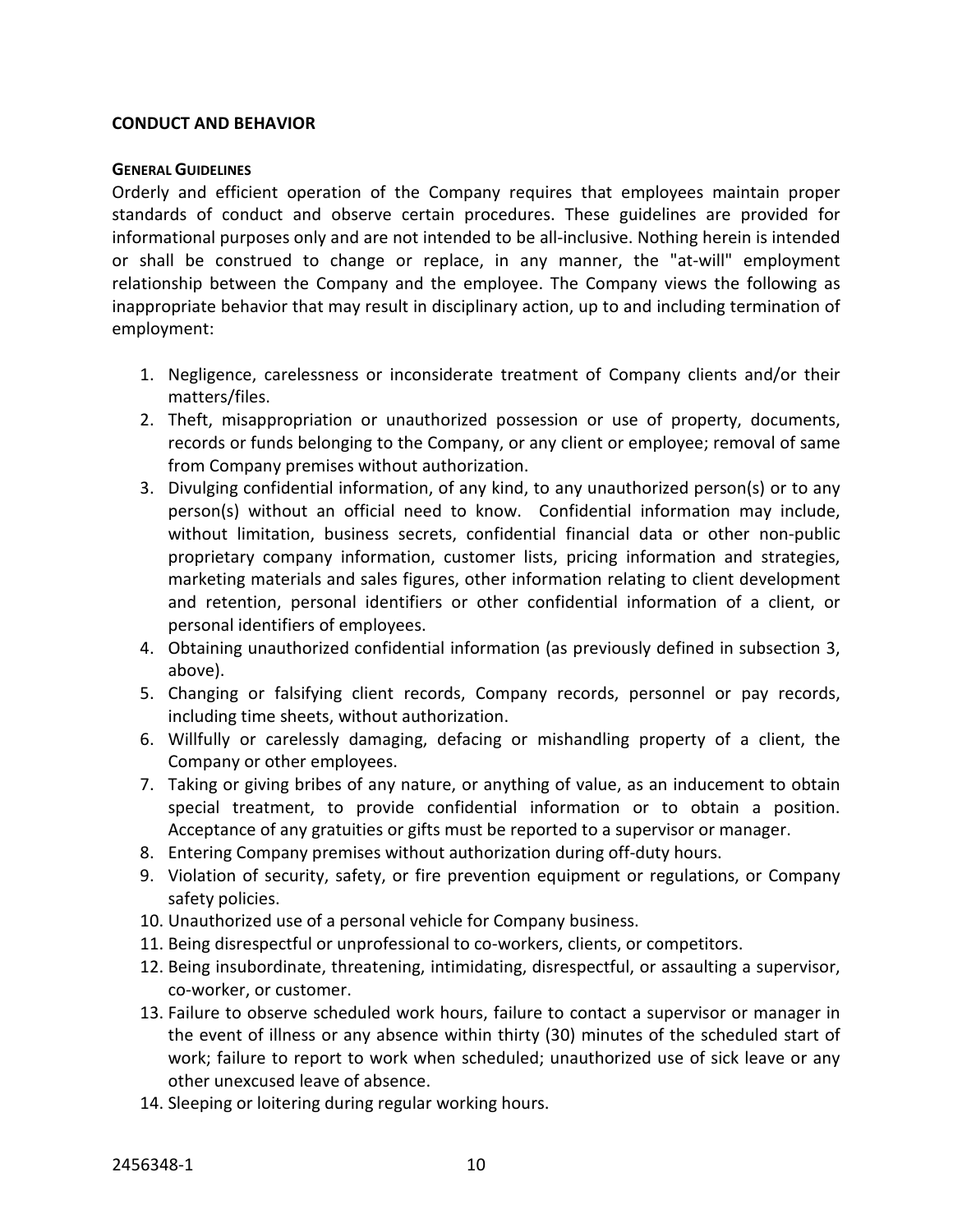## CONDUCT AND BEHAVIOR

### General Guidelines

Orderly and efficient operation of the Company requires that employees maintain proper standards of conduct and observe certain procedures. These guidelines are provided for informational purposes only and are not intended to be all-inclusive. Nothing herein is intended or shall be construed to change or replace, in any manner, the "at-will" employment relationship between the Company and the employee. The Company views the following as inappropriate behavior that may result in disciplinary action, up to and including termination of employment:

1. Negligence, carelessness or inconsiderate treatment of Company clients and/or their matters/files.
2. Theft, misappropriation or unauthorized possession or use of property, documents, records or funds belonging to the Company, or any client or employee; removal of same from Company premises without authorization.
3. Divulging confidential information, of any kind, to any unauthorized person(s) or to any person(s) without an official need to know. Confidential information may include, without limitation, business secrets, confidential financial data or other non-public proprietary company information, customer lists, pricing information and strategies, marketing materials and sales figures, other information relating to client development and retention, personal identifiers or other confidential information of a client, or personal identifiers of employees.
4. Obtaining unauthorized confidential information (as previously defined in subsection 3, above).
5. Changing or falsifying client records, Company records, personnel or pay records, including time sheets, without authorization.
6. Willfully or carelessly damaging, defacing or mishandling property of a client, the Company or other employees.
7. Taking or giving bribes of any nature, or anything of value, as an inducement to obtain special treatment, to provide confidential information or to obtain a position. Acceptance of any gratuities or gifts must be reported to a supervisor or manager.
8. Entering Company premises without authorization during off-duty hours.
9. Violation of security, safety, or fire prevention equipment or regulations, or Company safety policies.
10. Unauthorized use of a personal vehicle for Company business.
11. Being disrespectful or unprofessional to co-workers, clients, or competitors.
12. Being insubordinate, threatening, intimidating, disrespectful, or assaulting a supervisor, co-worker, or customer.
13. Failure to observe scheduled work hours, failure to contact a supervisor or manager in the event of illness or any absence within thirty (30) minutes of the scheduled start of work; failure to report to work when scheduled; unauthorized use of sick leave or any other unexcused leave of absence.
14. Sleeping or loitering during regular working hours.

2456348-1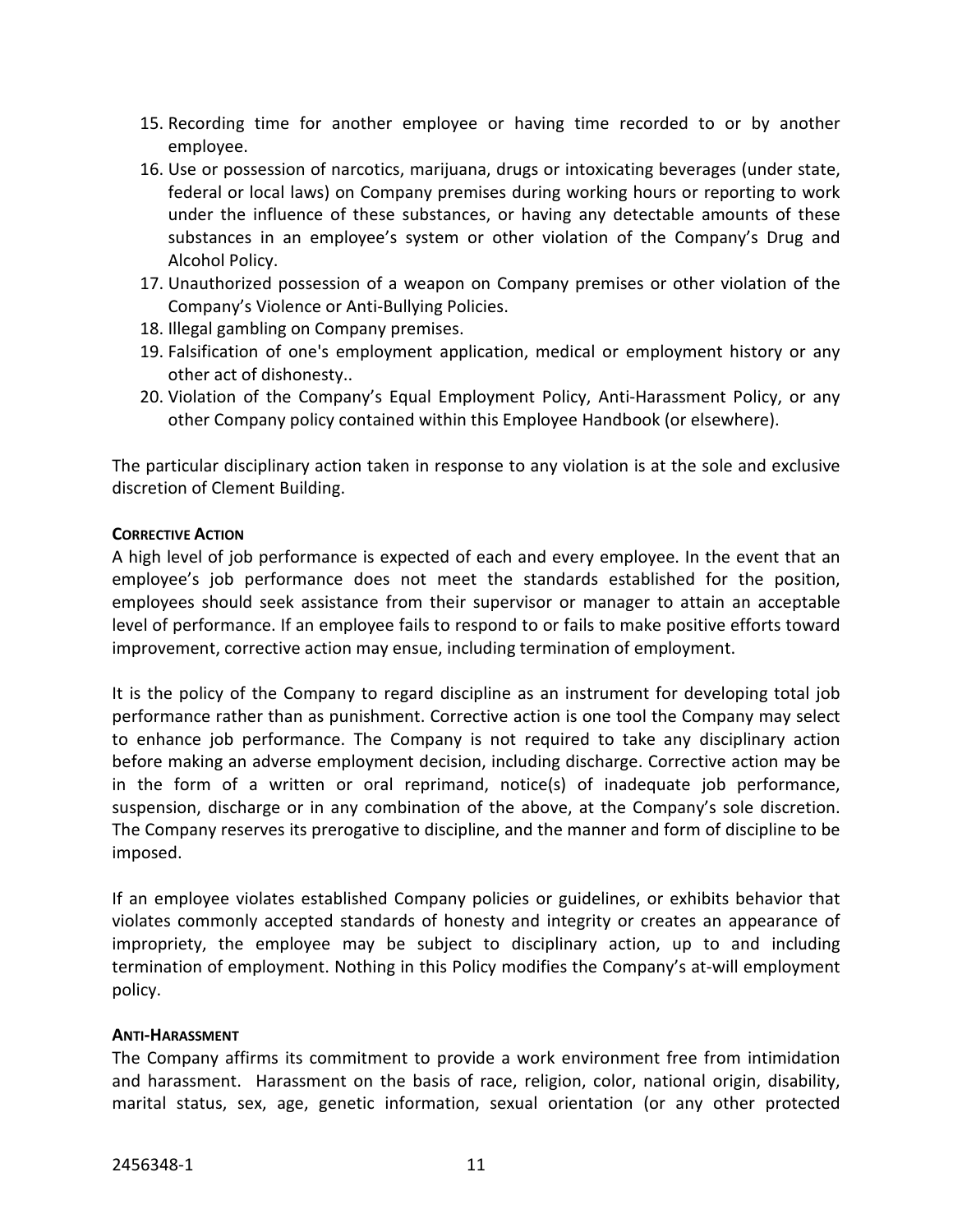15. Recording time for another employee or having time recorded to or by another employee.
16. Use or possession of narcotics, marijuana, drugs or intoxicating beverages (under state, federal or local laws) on Company premises during working hours or reporting to work under the influence of these substances, or having any detectable amounts of these substances in an employee's system or other violation of the Company's Drug and Alcohol Policy.
17. Unauthorized possession of a weapon on Company premises or other violation of the Company's Violence or Anti-Bullying Policies.
18. Illegal gambling on Company premises.
19. Falsification of one's employment application, medical or employment history or any other act of dishonesty..
20. Violation of the Company's Equal Employment Policy, Anti-Harassment Policy, or any other Company policy contained within this Employee Handbook (or elsewhere).

The particular disciplinary action taken in response to any violation is at the sole and exclusive discretion of Clement Building.

**CORRECTIVE ACTION**

A high level of job performance is expected of each and every employee. In the event that an employee's job performance does not meet the standards established for the position, employees should seek assistance from their supervisor or manager to attain an acceptable level of performance. If an employee fails to respond to or fails to make positive efforts toward improvement, corrective action may ensue, including termination of employment.

It is the policy of the Company to regard discipline as an instrument for developing total job performance rather than as punishment. Corrective action is one tool the Company may select to enhance job performance. The Company is not required to take any disciplinary action before making an adverse employment decision, including discharge. Corrective action may be in the form of a written or oral reprimand, notice(s) of inadequate job performance, suspension, discharge or in any combination of the above, at the Company's sole discretion. The Company reserves its prerogative to discipline, and the manner and form of discipline to be imposed.

If an employee violates established Company policies or guidelines, or exhibits behavior that violates commonly accepted standards of honesty and integrity or creates an appearance of impropriety, the employee may be subject to disciplinary action, up to and including termination of employment. Nothing in this Policy modifies the Company's at-will employment policy.

**ANTI-HARASSMENT**

The Company affirms its commitment to provide a work environment free from intimidation and harassment. Harassment on the basis of race, religion, color, national origin, disability, marital status, sex, age, genetic information, sexual orientation (or any other protected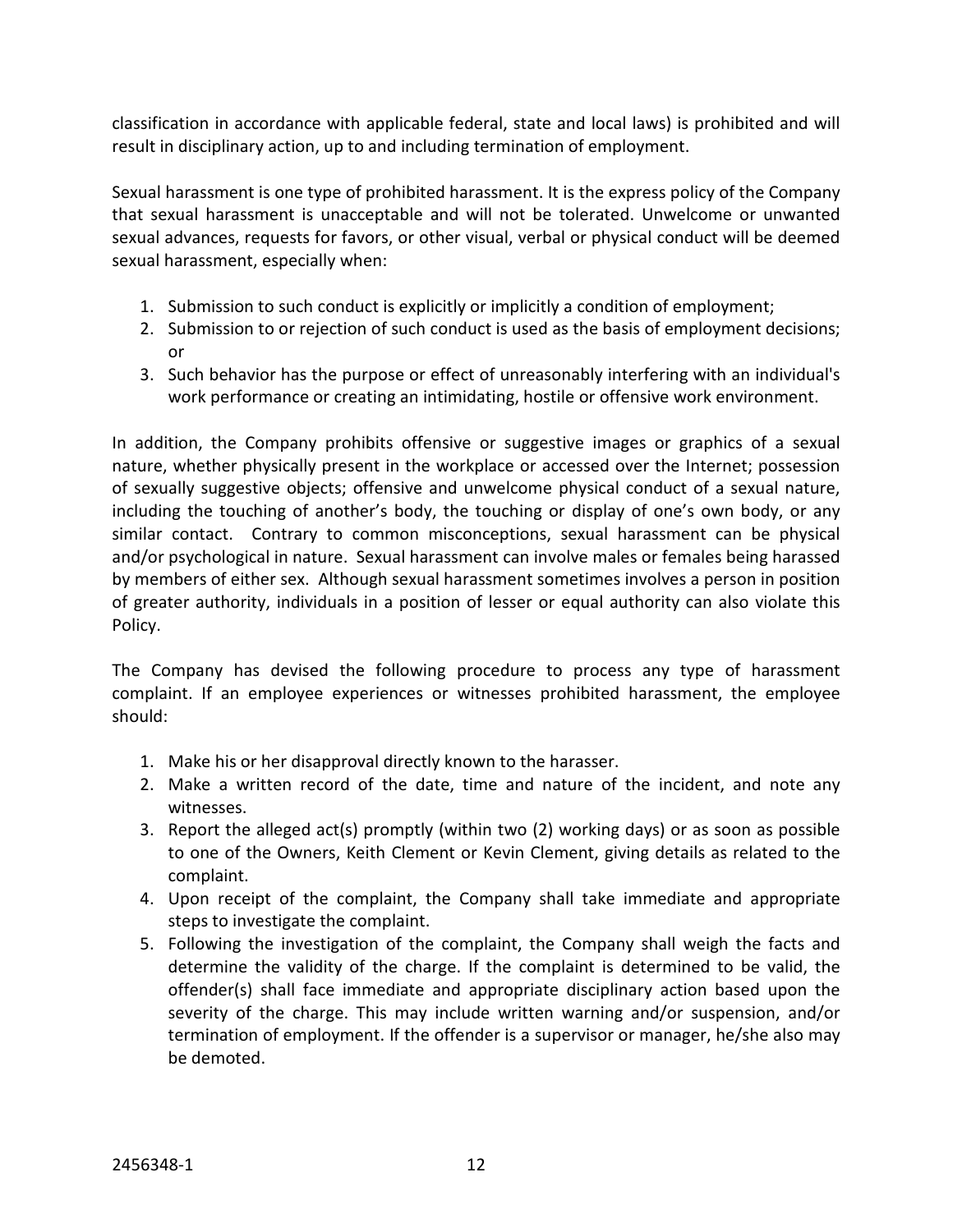classification in accordance with applicable federal, state and local laws) is prohibited and will result in disciplinary action, up to and including termination of employment.

Sexual harassment is one type of prohibited harassment. It is the express policy of the Company that sexual harassment is unacceptable and will not be tolerated. Unwelcome or unwanted sexual advances, requests for favors, or other visual, verbal or physical conduct will be deemed sexual harassment, especially when:

1. Submission to such conduct is explicitly or implicitly a condition of employment;
2. Submission to or rejection of such conduct is used as the basis of employment decisions; or
3. Such behavior has the purpose or effect of unreasonably interfering with an individual's work performance or creating an intimidating, hostile or offensive work environment.

In addition, the Company prohibits offensive or suggestive images or graphics of a sexual nature, whether physically present in the workplace or accessed over the Internet; possession of sexually suggestive objects; offensive and unwelcome physical conduct of a sexual nature, including the touching of another's body, the touching or display of one's own body, or any similar contact. Contrary to common misconceptions, sexual harassment can be physical and/or psychological in nature. Sexual harassment can involve males or females being harassed by members of either sex. Although sexual harassment sometimes involves a person in position of greater authority, individuals in a position of lesser or equal authority can also violate this Policy.

The Company has devised the following procedure to process any type of harassment complaint. If an employee experiences or witnesses prohibited harassment, the employee should:

1. Make his or her disapproval directly known to the harasser.
2. Make a written record of the date, time and nature of the incident, and note any witnesses.
3. Report the alleged act(s) promptly (within two (2) working days) or as soon as possible to one of the Owners, Keith Clement or Kevin Clement, giving details as related to the complaint.
4. Upon receipt of the complaint, the Company shall take immediate and appropriate steps to investigate the complaint.
5. Following the investigation of the complaint, the Company shall weigh the facts and determine the validity of the charge. If the complaint is determined to be valid, the offender(s) shall face immediate and appropriate disciplinary action based upon the severity of the charge. This may include written warning and/or suspension, and/or termination of employment. If the offender is a supervisor or manager, he/she also may be demoted.

2456348-1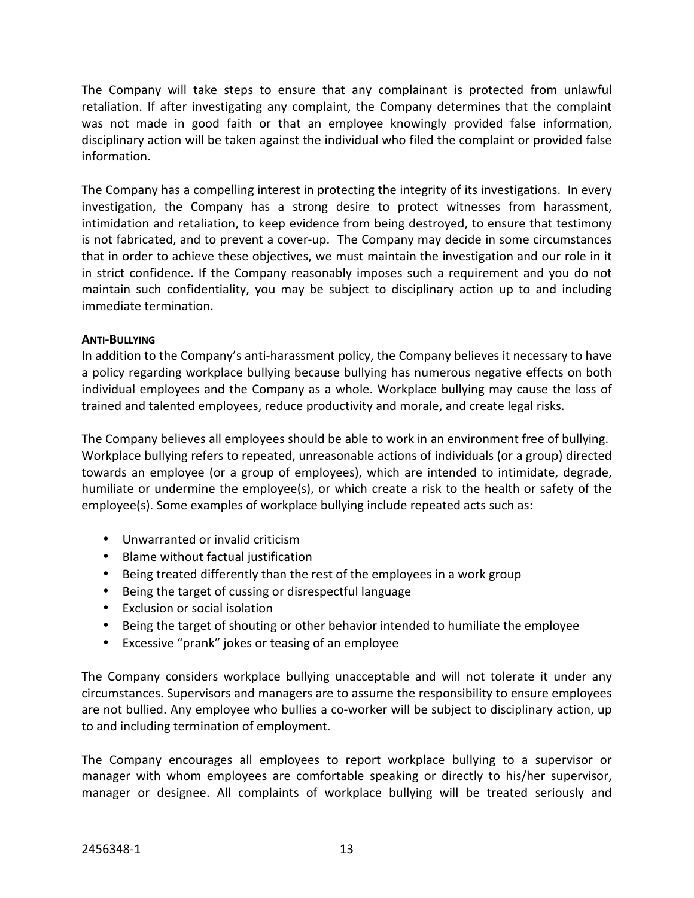The Company will take steps to ensure that any complainant is protected from unlawful retaliation. If after investigating any complaint, the Company determines that the complaint was not made in good faith or that an employee knowingly provided false information, disciplinary action will be taken against the individual who filed the complaint or provided false information.

The Company has a compelling interest in protecting the integrity of its investigations. In every investigation, the Company has a strong desire to protect witnesses from harassment, intimidation and retaliation, to keep evidence from being destroyed, to ensure that testimony is not fabricated, and to prevent a cover-up. The Company may decide in some circumstances that in order to achieve these objectives, we must maintain the investigation and our role in it in strict confidence. If the Company reasonably imposes such a requirement and you do not maintain such confidentiality, you may be subject to disciplinary action up to and including immediate termination.

### ANTI-BULLYING

In addition to the Company's anti-harassment policy, the Company believes it necessary to have a policy regarding workplace bullying because bullying has numerous negative effects on both individual employees and the Company as a whole. Workplace bullying may cause the loss of trained and talented employees, reduce productivity and morale, and create legal risks.

The Company believes all employees should be able to work in an environment free of bullying. Workplace bullying refers to repeated, unreasonable actions of individuals (or a group) directed towards an employee (or a group of employees), which are intended to intimidate, degrade, humiliate or undermine the employee(s), or which create a risk to the health or safety of the employee(s). Some examples of workplace bullying include repeated acts such as:

- Unwarranted or invalid criticism
- Blame without factual justification
- Being treated differently than the rest of the employees in a work group
- Being the target of cussing or disrespectful language
- Exclusion or social isolation
- Being the target of shouting or other behavior intended to humiliate the employee
- Excessive "prank" jokes or teasing of an employee

The Company considers workplace bullying unacceptable and will not tolerate it under any circumstances. Supervisors and managers are to assume the responsibility to ensure employees are not bullied. Any employee who bullies a co-worker will be subject to disciplinary action, up to and including termination of employment.

The Company encourages all employees to report workplace bullying to a supervisor or manager with whom employees are comfortable speaking or directly to his/her supervisor, manager or designee. All complaints of workplace bullying will be treated seriously and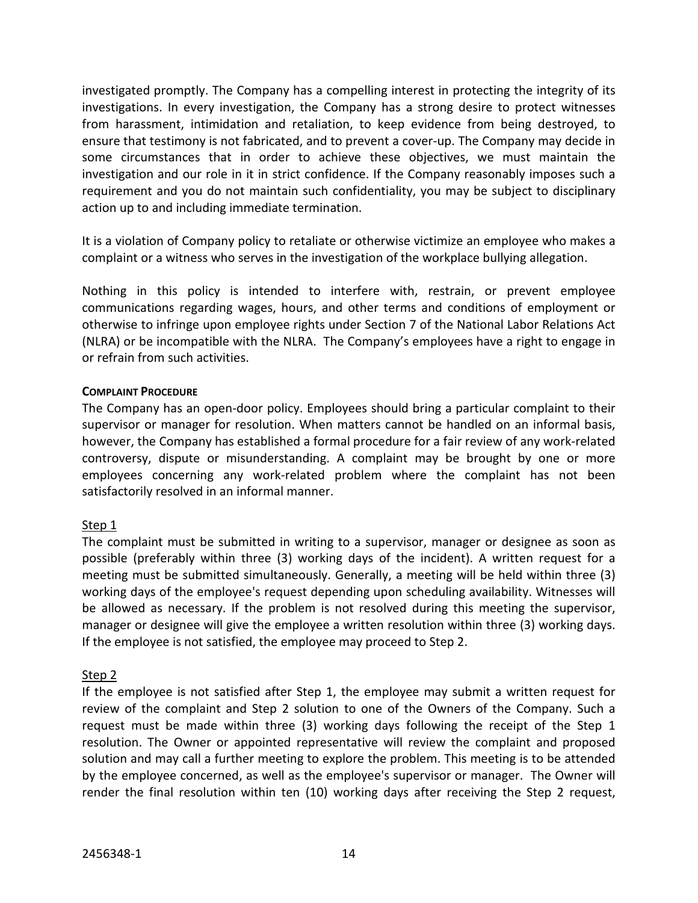investigated promptly. The Company has a compelling interest in protecting the integrity of its investigations. In every investigation, the Company has a strong desire to protect witnesses from harassment, intimidation and retaliation, to keep evidence from being destroyed, to ensure that testimony is not fabricated, and to prevent a cover-up. The Company may decide in some circumstances that in order to achieve these objectives, we must maintain the investigation and our role in it in strict confidence. If the Company reasonably imposes such a requirement and you do not maintain such confidentiality, you may be subject to disciplinary action up to and including immediate termination.

It is a violation of Company policy to retaliate or otherwise victimize an employee who makes a complaint or a witness who serves in the investigation of the workplace bullying allegation.

Nothing in this policy is intended to interfere with, restrain, or prevent employee communications regarding wages, hours, and other terms and conditions of employment or otherwise to infringe upon employee rights under Section 7 of the National Labor Relations Act (NLRA) or be incompatible with the NLRA. The Company's employees have a right to engage in or refrain from such activities.

**COMPLAINT PROCEDURE**

The Company has an open-door policy. Employees should bring a particular complaint to their supervisor or manager for resolution. When matters cannot be handled on an informal basis, however, the Company has established a formal procedure for a fair review of any work-related controversy, dispute or misunderstanding. A complaint may be brought by one or more employees concerning any work-related problem where the complaint has not been satisfactorily resolved in an informal manner.

Step 1

The complaint must be submitted in writing to a supervisor, manager or designee as soon as possible (preferably within three (3) working days of the incident). A written request for a meeting must be submitted simultaneously. Generally, a meeting will be held within three (3) working days of the employee's request depending upon scheduling availability. Witnesses will be allowed as necessary. If the problem is not resolved during this meeting the supervisor, manager or designee will give the employee a written resolution within three (3) working days. If the employee is not satisfied, the employee may proceed to Step 2.

Step 2

If the employee is not satisfied after Step 1, the employee may submit a written request for review of the complaint and Step 2 solution to one of the Owners of the Company. Such a request must be made within three (3) working days following the receipt of the Step 1 resolution. The Owner or appointed representative will review the complaint and proposed solution and may call a further meeting to explore the problem. This meeting is to be attended by the employee concerned, as well as the employee's supervisor or manager. The Owner will render the final resolution within ten (10) working days after receiving the Step 2 request,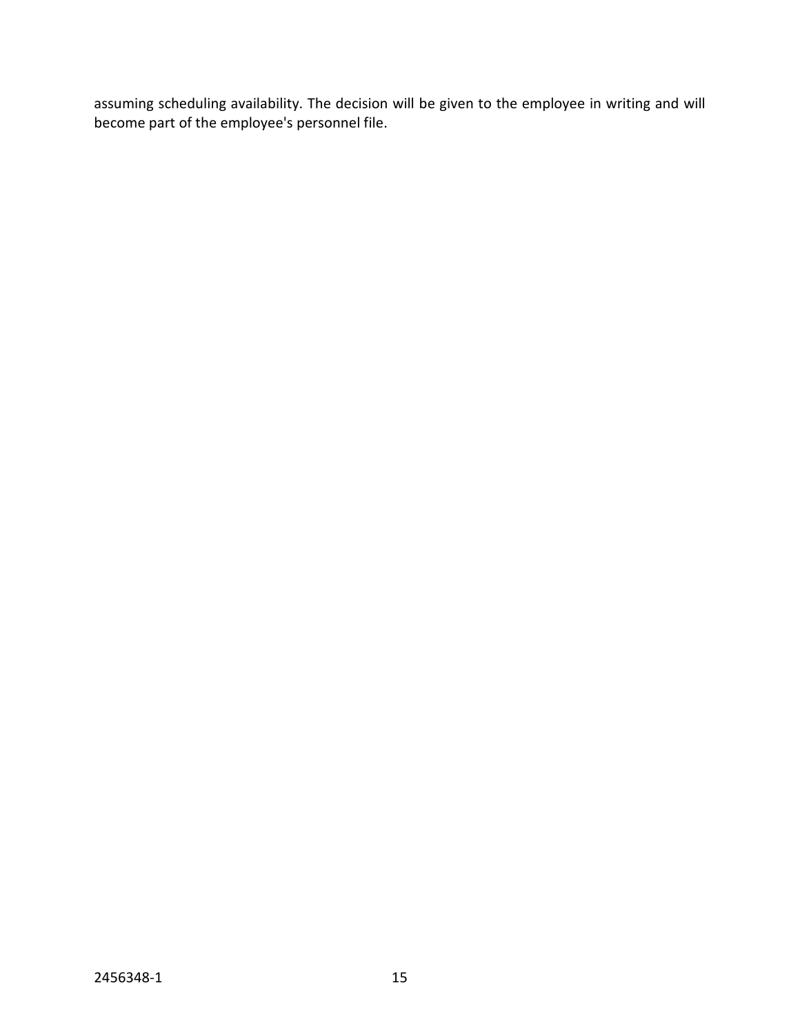assuming scheduling availability. The decision will be given to the employee in writing and will become part of the employee's personnel file.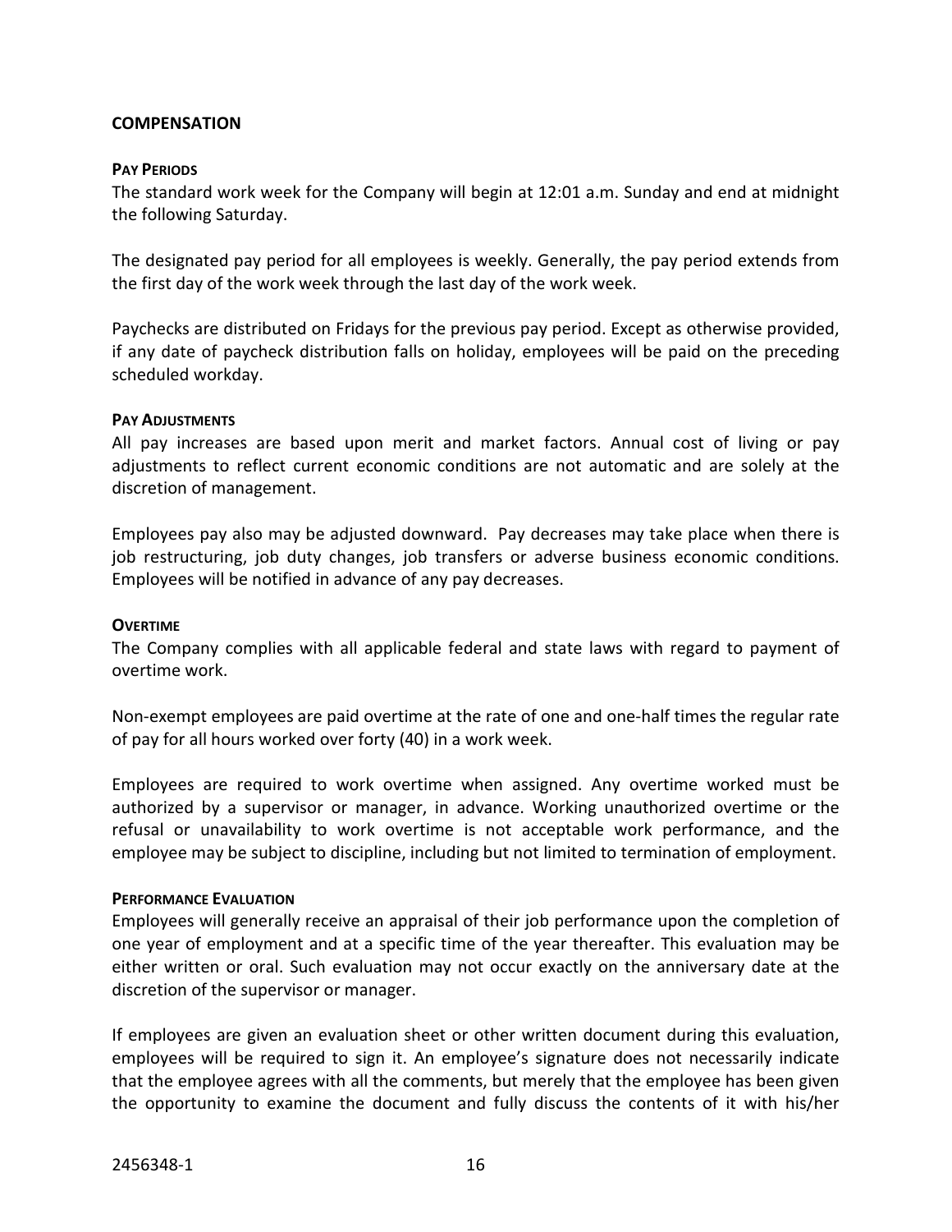## COMPENSATION

### Pay Periods

The standard work week for the Company will begin at 12:01 a.m. Sunday and end at midnight the following Saturday.

The designated pay period for all employees is weekly. Generally, the pay period extends from the first day of the work week through the last day of the work week.

Paychecks are distributed on Fridays for the previous pay period. Except as otherwise provided, if any date of paycheck distribution falls on holiday, employees will be paid on the preceding scheduled workday.

### Pay Adjustments

All pay increases are based upon merit and market factors. Annual cost of living or pay adjustments to reflect current economic conditions are not automatic and are solely at the discretion of management.

Employees pay also may be adjusted downward. Pay decreases may take place when there is job restructuring, job duty changes, job transfers or adverse business economic conditions. Employees will be notified in advance of any pay decreases.

### Overtime

The Company complies with all applicable federal and state laws with regard to payment of overtime work.

Non-exempt employees are paid overtime at the rate of one and one-half times the regular rate of pay for all hours worked over forty (40) in a work week.

Employees are required to work overtime when assigned. Any overtime worked must be authorized by a supervisor or manager, in advance. Working unauthorized overtime or the refusal or unavailability to work overtime is not acceptable work performance, and the employee may be subject to discipline, including but not limited to termination of employment.

### Performance Evaluation

Employees will generally receive an appraisal of their job performance upon the completion of one year of employment and at a specific time of the year thereafter. This evaluation may be either written or oral. Such evaluation may not occur exactly on the anniversary date at the discretion of the supervisor or manager.

If employees are given an evaluation sheet or other written document during this evaluation, employees will be required to sign it. An employee's signature does not necessarily indicate that the employee agrees with all the comments, but merely that the employee has been given the opportunity to examine the document and fully discuss the contents of it with his/her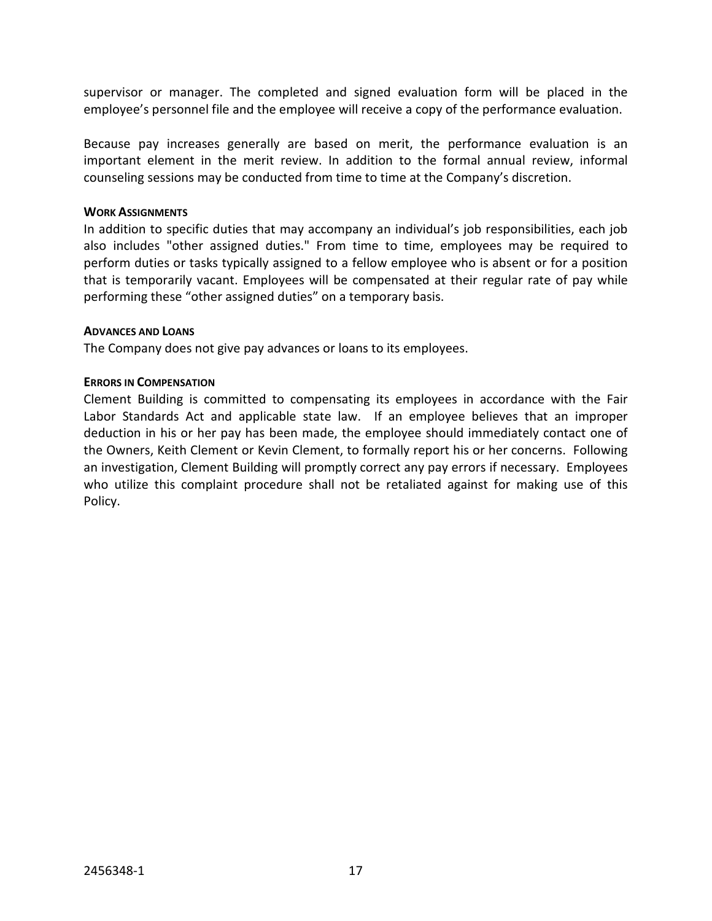supervisor or manager. The completed and signed evaluation form will be placed in the employee's personnel file and the employee will receive a copy of the performance evaluation.

Because pay increases generally are based on merit, the performance evaluation is an important element in the merit review. In addition to the formal annual review, informal counseling sessions may be conducted from time to time at the Company's discretion.

#### WORK ASSIGNMENTS

In addition to specific duties that may accompany an individual's job responsibilities, each job also includes "other assigned duties." From time to time, employees may be required to perform duties or tasks typically assigned to a fellow employee who is absent or for a position that is temporarily vacant. Employees will be compensated at their regular rate of pay while performing these "other assigned duties" on a temporary basis.

#### ADVANCES AND LOANS

The Company does not give pay advances or loans to its employees.

#### ERRORS IN COMPENSATION

Clement Building is committed to compensating its employees in accordance with the Fair Labor Standards Act and applicable state law. If an employee believes that an improper deduction in his or her pay has been made, the employee should immediately contact one of the Owners, Keith Clement or Kevin Clement, to formally report his or her concerns. Following an investigation, Clement Building will promptly correct any pay errors if necessary. Employees who utilize this complaint procedure shall not be retaliated against for making use of this Policy.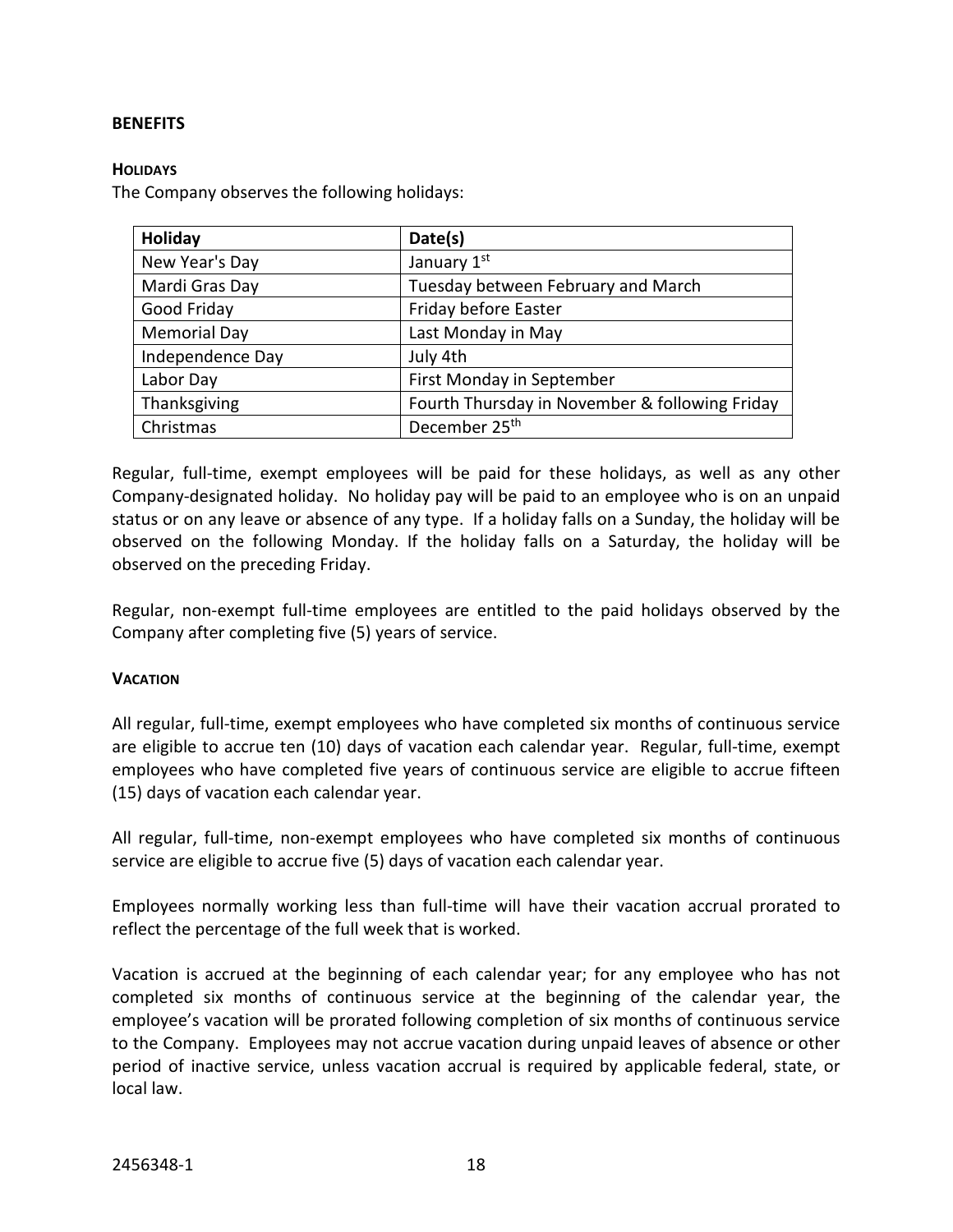## BENEFITS

### HOLIDAYS

The Company observes the following holidays:

| Holiday | Date(s) |
| --- | --- |
| New Year's Day | January 1st |
| Mardi Gras Day | Tuesday between February and March |
| Good Friday | Friday before Easter |
| Memorial Day | Last Monday in May |
| Independence Day | July 4th |
| Labor Day | First Monday in September |
| Thanksgiving | Fourth Thursday in November & following Friday |
| Christmas | December 25th |

Regular, full-time, exempt employees will be paid for these holidays, as well as any other Company-designated holiday. No holiday pay will be paid to an employee who is on an unpaid status or on any leave or absence of any type. If a holiday falls on a Sunday, the holiday will be observed on the following Monday. If the holiday falls on a Saturday, the holiday will be observed on the preceding Friday.

Regular, non-exempt full-time employees are entitled to the paid holidays observed by the Company after completing five (5) years of service.

### VACATION

All regular, full-time, exempt employees who have completed six months of continuous service are eligible to accrue ten (10) days of vacation each calendar year. Regular, full-time, exempt employees who have completed five years of continuous service are eligible to accrue fifteen (15) days of vacation each calendar year.

All regular, full-time, non-exempt employees who have completed six months of continuous service are eligible to accrue five (5) days of vacation each calendar year.

Employees normally working less than full-time will have their vacation accrual prorated to reflect the percentage of the full week that is worked.

Vacation is accrued at the beginning of each calendar year; for any employee who has not completed six months of continuous service at the beginning of the calendar year, the employee's vacation will be prorated following completion of six months of continuous service to the Company. Employees may not accrue vacation during unpaid leaves of absence or other period of inactive service, unless vacation accrual is required by applicable federal, state, or local law.

2456348-1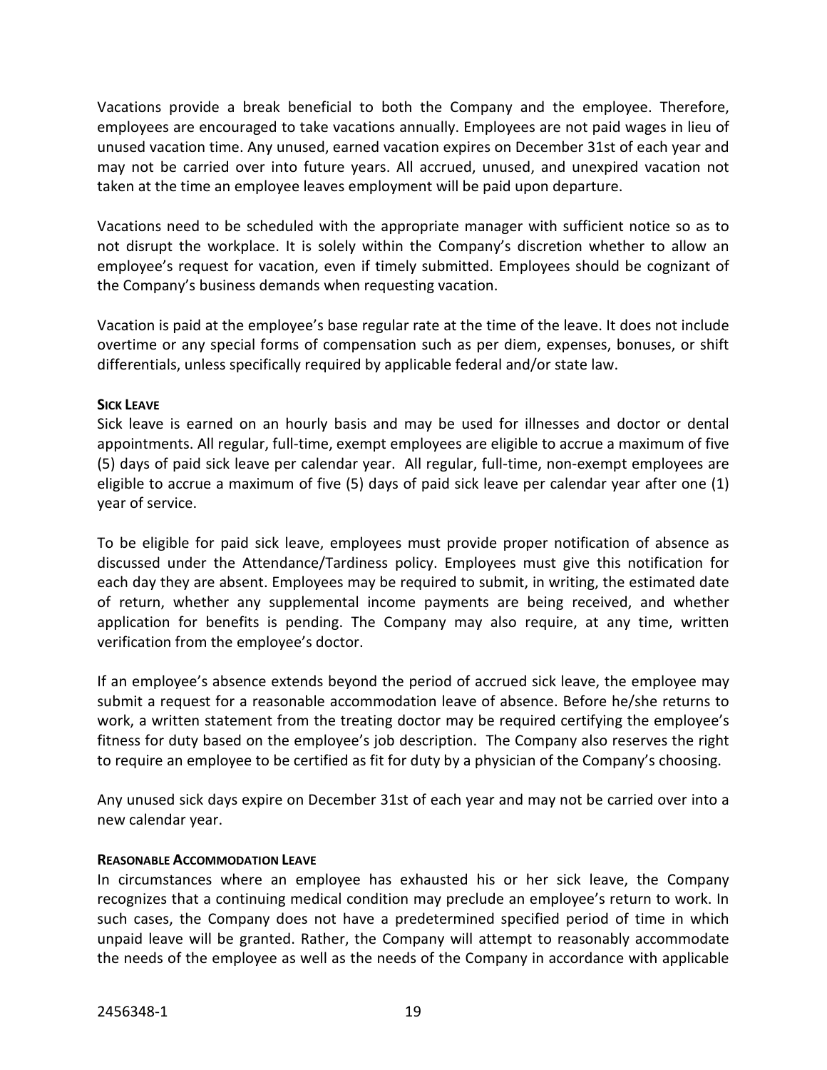Vacations provide a break beneficial to both the Company and the employee. Therefore, employees are encouraged to take vacations annually. Employees are not paid wages in lieu of unused vacation time. Any unused, earned vacation expires on December 31st of each year and may not be carried over into future years. All accrued, unused, and unexpired vacation not taken at the time an employee leaves employment will be paid upon departure.

Vacations need to be scheduled with the appropriate manager with sufficient notice so as to not disrupt the workplace. It is solely within the Company's discretion whether to allow an employee's request for vacation, even if timely submitted. Employees should be cognizant of the Company's business demands when requesting vacation.

Vacation is paid at the employee's base regular rate at the time of the leave. It does not include overtime or any special forms of compensation such as per diem, expenses, bonuses, or shift differentials, unless specifically required by applicable federal and/or state law.

### Sick Leave

Sick leave is earned on an hourly basis and may be used for illnesses and doctor or dental appointments. All regular, full-time, exempt employees are eligible to accrue a maximum of five (5) days of paid sick leave per calendar year. All regular, full-time, non-exempt employees are eligible to accrue a maximum of five (5) days of paid sick leave per calendar year after one (1) year of service.

To be eligible for paid sick leave, employees must provide proper notification of absence as discussed under the Attendance/Tardiness policy. Employees must give this notification for each day they are absent. Employees may be required to submit, in writing, the estimated date of return, whether any supplemental income payments are being received, and whether application for benefits is pending. The Company may also require, at any time, written verification from the employee's doctor.

If an employee's absence extends beyond the period of accrued sick leave, the employee may submit a request for a reasonable accommodation leave of absence. Before he/she returns to work, a written statement from the treating doctor may be required certifying the employee's fitness for duty based on the employee's job description. The Company also reserves the right to require an employee to be certified as fit for duty by a physician of the Company's choosing.

Any unused sick days expire on December 31st of each year and may not be carried over into a new calendar year.

### Reasonable Accommodation Leave

In circumstances where an employee has exhausted his or her sick leave, the Company recognizes that a continuing medical condition may preclude an employee's return to work. In such cases, the Company does not have a predetermined specified period of time in which unpaid leave will be granted. Rather, the Company will attempt to reasonably accommodate the needs of the employee as well as the needs of the Company in accordance with applicable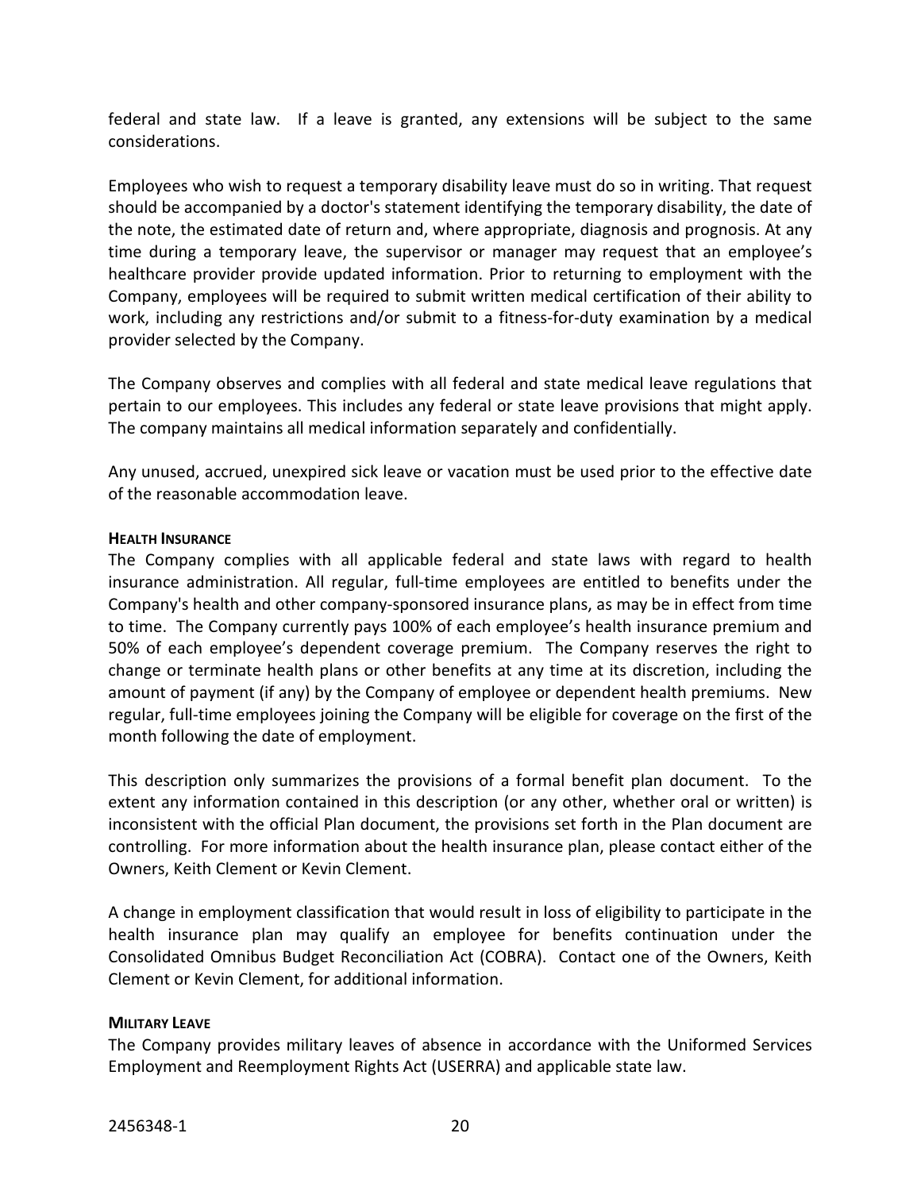federal and state law. If a leave is granted, any extensions will be subject to the same considerations.

Employees who wish to request a temporary disability leave must do so in writing. That request should be accompanied by a doctor's statement identifying the temporary disability, the date of the note, the estimated date of return and, where appropriate, diagnosis and prognosis. At any time during a temporary leave, the supervisor or manager may request that an employee's healthcare provider provide updated information. Prior to returning to employment with the Company, employees will be required to submit written medical certification of their ability to work, including any restrictions and/or submit to a fitness-for-duty examination by a medical provider selected by the Company.

The Company observes and complies with all federal and state medical leave regulations that pertain to our employees. This includes any federal or state leave provisions that might apply. The company maintains all medical information separately and confidentially.

Any unused, accrued, unexpired sick leave or vacation must be used prior to the effective date of the reasonable accommodation leave.

#### HEALTH INSURANCE

The Company complies with all applicable federal and state laws with regard to health insurance administration. All regular, full-time employees are entitled to benefits under the Company's health and other company-sponsored insurance plans, as may be in effect from time to time. The Company currently pays 100% of each employee's health insurance premium and 50% of each employee's dependent coverage premium. The Company reserves the right to change or terminate health plans or other benefits at any time at its discretion, including the amount of payment (if any) by the Company of employee or dependent health premiums. New regular, full-time employees joining the Company will be eligible for coverage on the first of the month following the date of employment.

This description only summarizes the provisions of a formal benefit plan document. To the extent any information contained in this description (or any other, whether oral or written) is inconsistent with the official Plan document, the provisions set forth in the Plan document are controlling. For more information about the health insurance plan, please contact either of the Owners, Keith Clement or Kevin Clement.

A change in employment classification that would result in loss of eligibility to participate in the health insurance plan may qualify an employee for benefits continuation under the Consolidated Omnibus Budget Reconciliation Act (COBRA). Contact one of the Owners, Keith Clement or Kevin Clement, for additional information.

#### MILITARY LEAVE

The Company provides military leaves of absence in accordance with the Uniformed Services Employment and Reemployment Rights Act (USERRA) and applicable state law.

2456348-1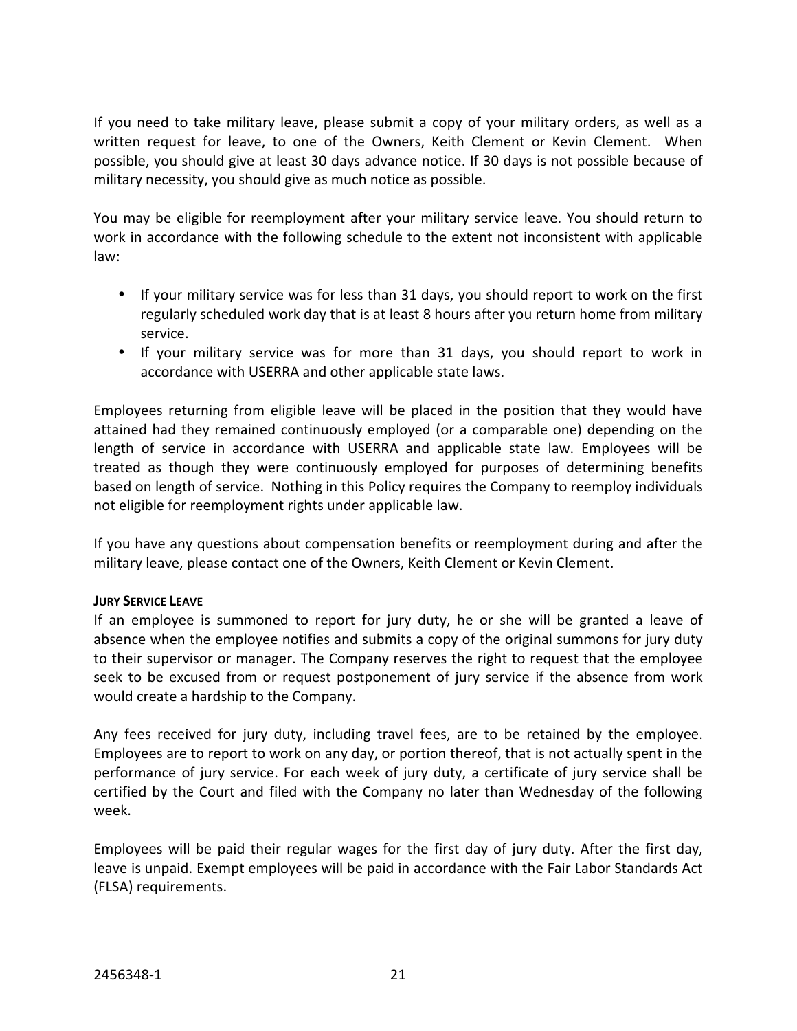If you need to take military leave, please submit a copy of your military orders, as well as a written request for leave, to one of the Owners, Keith Clement or Kevin Clement. When possible, you should give at least 30 days advance notice. If 30 days is not possible because of military necessity, you should give as much notice as possible.

You may be eligible for reemployment after your military service leave. You should return to work in accordance with the following schedule to the extent not inconsistent with applicable law:

- If your military service was for less than 31 days, you should report to work on the first regularly scheduled work day that is at least 8 hours after you return home from military service.
- If your military service was for more than 31 days, you should report to work in accordance with USERRA and other applicable state laws.

Employees returning from eligible leave will be placed in the position that they would have attained had they remained continuously employed (or a comparable one) depending on the length of service in accordance with USERRA and applicable state law. Employees will be treated as though they were continuously employed for purposes of determining benefits based on length of service. Nothing in this Policy requires the Company to reemploy individuals not eligible for reemployment rights under applicable law.

If you have any questions about compensation benefits or reemployment during and after the military leave, please contact one of the Owners, Keith Clement or Kevin Clement.

#### JURY SERVICE LEAVE

If an employee is summoned to report for jury duty, he or she will be granted a leave of absence when the employee notifies and submits a copy of the original summons for jury duty to their supervisor or manager. The Company reserves the right to request that the employee seek to be excused from or request postponement of jury service if the absence from work would create a hardship to the Company.

Any fees received for jury duty, including travel fees, are to be retained by the employee. Employees are to report to work on any day, or portion thereof, that is not actually spent in the performance of jury service. For each week of jury duty, a certificate of jury service shall be certified by the Court and filed with the Company no later than Wednesday of the following week.

Employees will be paid their regular wages for the first day of jury duty. After the first day, leave is unpaid. Exempt employees will be paid in accordance with the Fair Labor Standards Act (FLSA) requirements.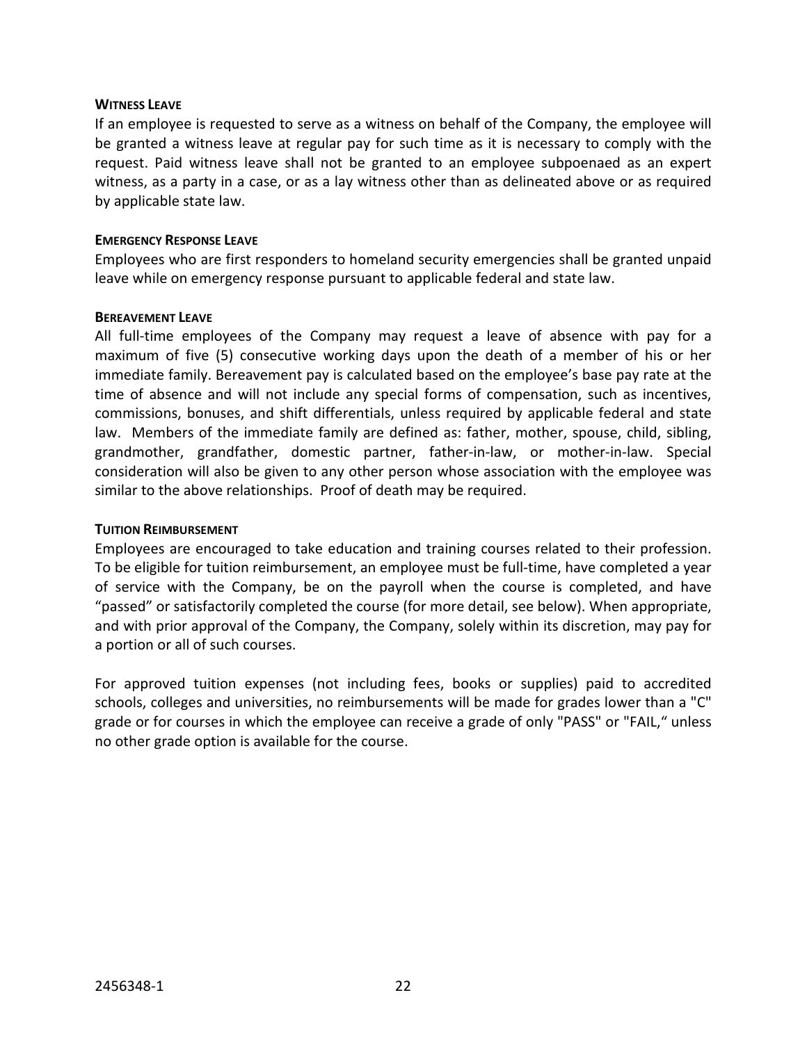#### WITNESS LEAVE

If an employee is requested to serve as a witness on behalf of the Company, the employee will be granted a witness leave at regular pay for such time as it is necessary to comply with the request. Paid witness leave shall not be granted to an employee subpoenaed as an expert witness, as a party in a case, or as a lay witness other than as delineated above or as required by applicable state law.

#### EMERGENCY RESPONSE LEAVE

Employees who are first responders to homeland security emergencies shall be granted unpaid leave while on emergency response pursuant to applicable federal and state law.

#### BEREAVEMENT LEAVE

All full-time employees of the Company may request a leave of absence with pay for a maximum of five (5) consecutive working days upon the death of a member of his or her immediate family. Bereavement pay is calculated based on the employee's base pay rate at the time of absence and will not include any special forms of compensation, such as incentives, commissions, bonuses, and shift differentials, unless required by applicable federal and state law. Members of the immediate family are defined as: father, mother, spouse, child, sibling, grandmother, grandfather, domestic partner, father-in-law, or mother-in-law. Special consideration will also be given to any other person whose association with the employee was similar to the above relationships. Proof of death may be required.

#### TUITION REIMBURSEMENT

Employees are encouraged to take education and training courses related to their profession. To be eligible for tuition reimbursement, an employee must be full-time, have completed a year of service with the Company, be on the payroll when the course is completed, and have "passed" or satisfactorily completed the course (for more detail, see below). When appropriate, and with prior approval of the Company, the Company, solely within its discretion, may pay for a portion or all of such courses.

For approved tuition expenses (not including fees, books or supplies) paid to accredited schools, colleges and universities, no reimbursements will be made for grades lower than a "C" grade or for courses in which the employee can receive a grade of only "PASS" or "FAIL," unless no other grade option is available for the course.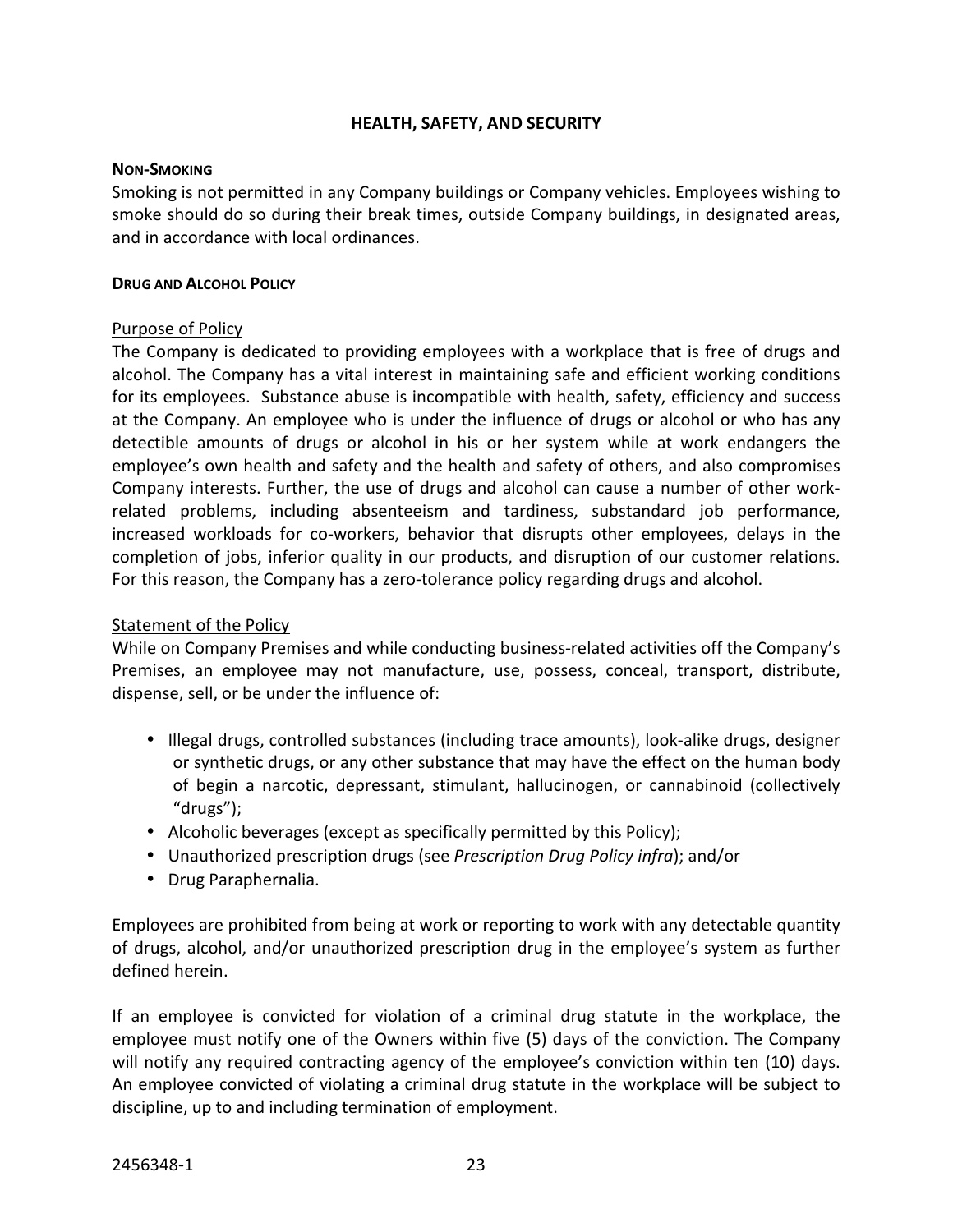# HEALTH, SAFETY, AND SECURITY

### NON-SMOKING

Smoking is not permitted in any Company buildings or Company vehicles. Employees wishing to smoke should do so during their break times, outside Company buildings, in designated areas, and in accordance with local ordinances.

### DRUG AND ALCOHOL POLICY

<u>Purpose of Policy</u>

The Company is dedicated to providing employees with a workplace that is free of drugs and alcohol. The Company has a vital interest in maintaining safe and efficient working conditions for its employees. Substance abuse is incompatible with health, safety, efficiency and success at the Company. An employee who is under the influence of drugs or alcohol or who has any detectible amounts of drugs or alcohol in his or her system while at work endangers the employee's own health and safety and the health and safety of others, and also compromises Company interests. Further, the use of drugs and alcohol can cause a number of other work-related problems, including absenteeism and tardiness, substandard job performance, increased workloads for co-workers, behavior that disrupts other employees, delays in the completion of jobs, inferior quality in our products, and disruption of our customer relations. For this reason, the Company has a zero-tolerance policy regarding drugs and alcohol.

<u>Statement of the Policy</u>

While on Company Premises and while conducting business-related activities off the Company's Premises, an employee may not manufacture, use, possess, conceal, transport, distribute, dispense, sell, or be under the influence of:

- Illegal drugs, controlled substances (including trace amounts), look-alike drugs, designer or synthetic drugs, or any other substance that may have the effect on the human body of begin a narcotic, depressant, stimulant, hallucinogen, or cannabinoid (collectively "drugs");
- Alcoholic beverages (except as specifically permitted by this Policy);
- Unauthorized prescription drugs (see *Prescription Drug Policy infra*); and/or
- Drug Paraphernalia.

Employees are prohibited from being at work or reporting to work with any detectable quantity of drugs, alcohol, and/or unauthorized prescription drug in the employee's system as further defined herein.

If an employee is convicted for violation of a criminal drug statute in the workplace, the employee must notify one of the Owners within five (5) days of the conviction. The Company will notify any required contracting agency of the employee's conviction within ten (10) days. An employee convicted of violating a criminal drug statute in the workplace will be subject to discipline, up to and including termination of employment.

2456348-1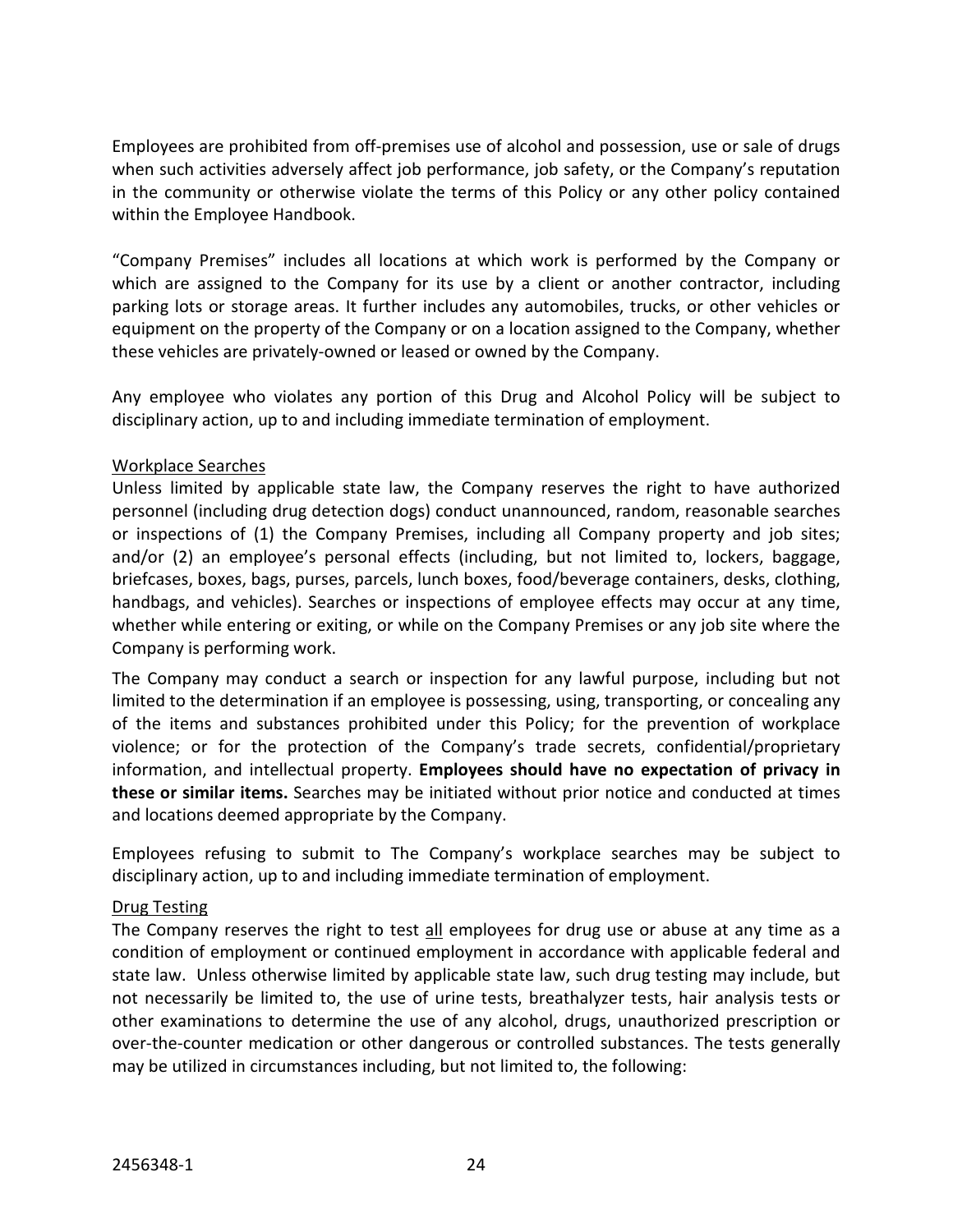Employees are prohibited from off-premises use of alcohol and possession, use or sale of drugs when such activities adversely affect job performance, job safety, or the Company's reputation in the community or otherwise violate the terms of this Policy or any other policy contained within the Employee Handbook.

"Company Premises" includes all locations at which work is performed by the Company or which are assigned to the Company for its use by a client or another contractor, including parking lots or storage areas. It further includes any automobiles, trucks, or other vehicles or equipment on the property of the Company or on a location assigned to the Company, whether these vehicles are privately-owned or leased or owned by the Company.

Any employee who violates any portion of this Drug and Alcohol Policy will be subject to disciplinary action, up to and including immediate termination of employment.

<u>Workplace Searches</u>

Unless limited by applicable state law, the Company reserves the right to have authorized personnel (including drug detection dogs) conduct unannounced, random, reasonable searches or inspections of (1) the Company Premises, including all Company property and job sites; and/or (2) an employee's personal effects (including, but not limited to, lockers, baggage, briefcases, boxes, bags, purses, parcels, lunch boxes, food/beverage containers, desks, clothing, handbags, and vehicles). Searches or inspections of employee effects may occur at any time, whether while entering or exiting, or while on the Company Premises or any job site where the Company is performing work.

The Company may conduct a search or inspection for any lawful purpose, including but not limited to the determination if an employee is possessing, using, transporting, or concealing any of the items and substances prohibited under this Policy; for the prevention of workplace violence; or for the protection of the Company's trade secrets, confidential/proprietary information, and intellectual property. **Employees should have no expectation of privacy in these or similar items.** Searches may be initiated without prior notice and conducted at times and locations deemed appropriate by the Company.

Employees refusing to submit to The Company's workplace searches may be subject to disciplinary action, up to and including immediate termination of employment.

<u>Drug Testing</u>

The Company reserves the right to test <u>all</u> employees for drug use or abuse at any time as a condition of employment or continued employment in accordance with applicable federal and state law. Unless otherwise limited by applicable state law, such drug testing may include, but not necessarily be limited to, the use of urine tests, breathalyzer tests, hair analysis tests or other examinations to determine the use of any alcohol, drugs, unauthorized prescription or over-the-counter medication or other dangerous or controlled substances. The tests generally may be utilized in circumstances including, but not limited to, the following: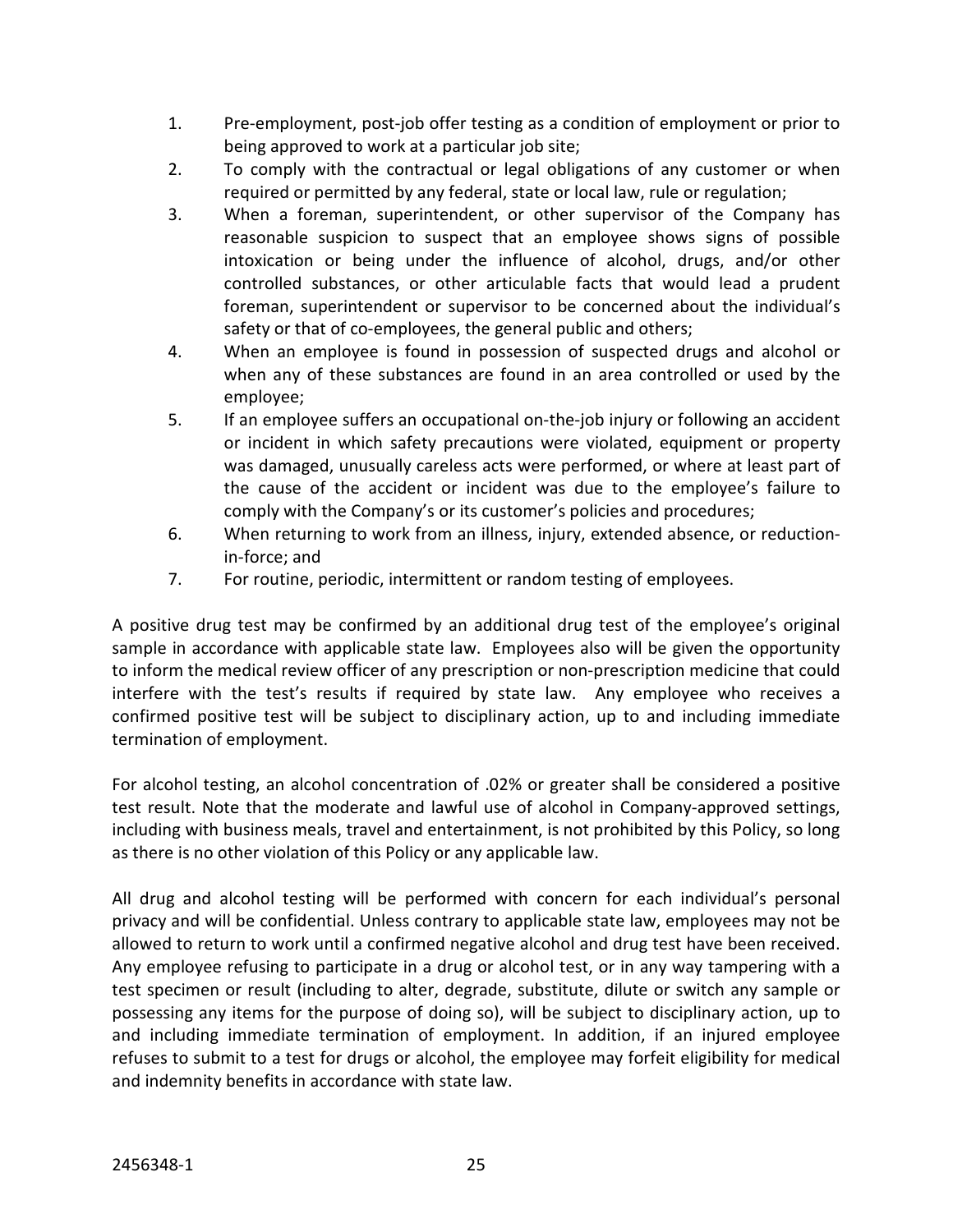1. Pre-employment, post-job offer testing as a condition of employment or prior to being approved to work at a particular job site;
2. To comply with the contractual or legal obligations of any customer or when required or permitted by any federal, state or local law, rule or regulation;
3. When a foreman, superintendent, or other supervisor of the Company has reasonable suspicion to suspect that an employee shows signs of possible intoxication or being under the influence of alcohol, drugs, and/or other controlled substances, or other articulable facts that would lead a prudent foreman, superintendent or supervisor to be concerned about the individual's safety or that of co-employees, the general public and others;
4. When an employee is found in possession of suspected drugs and alcohol or when any of these substances are found in an area controlled or used by the employee;
5. If an employee suffers an occupational on-the-job injury or following an accident or incident in which safety precautions were violated, equipment or property was damaged, unusually careless acts were performed, or where at least part of the cause of the accident or incident was due to the employee's failure to comply with the Company's or its customer's policies and procedures;
6. When returning to work from an illness, injury, extended absence, or reduction-in-force; and
7. For routine, periodic, intermittent or random testing of employees.

A positive drug test may be confirmed by an additional drug test of the employee's original sample in accordance with applicable state law. Employees also will be given the opportunity to inform the medical review officer of any prescription or non-prescription medicine that could interfere with the test's results if required by state law. Any employee who receives a confirmed positive test will be subject to disciplinary action, up to and including immediate termination of employment.

For alcohol testing, an alcohol concentration of .02% or greater shall be considered a positive test result. Note that the moderate and lawful use of alcohol in Company-approved settings, including with business meals, travel and entertainment, is not prohibited by this Policy, so long as there is no other violation of this Policy or any applicable law.

All drug and alcohol testing will be performed with concern for each individual's personal privacy and will be confidential. Unless contrary to applicable state law, employees may not be allowed to return to work until a confirmed negative alcohol and drug test have been received. Any employee refusing to participate in a drug or alcohol test, or in any way tampering with a test specimen or result (including to alter, degrade, substitute, dilute or switch any sample or possessing any items for the purpose of doing so), will be subject to disciplinary action, up to and including immediate termination of employment. In addition, if an injured employee refuses to submit to a test for drugs or alcohol, the employee may forfeit eligibility for medical and indemnity benefits in accordance with state law.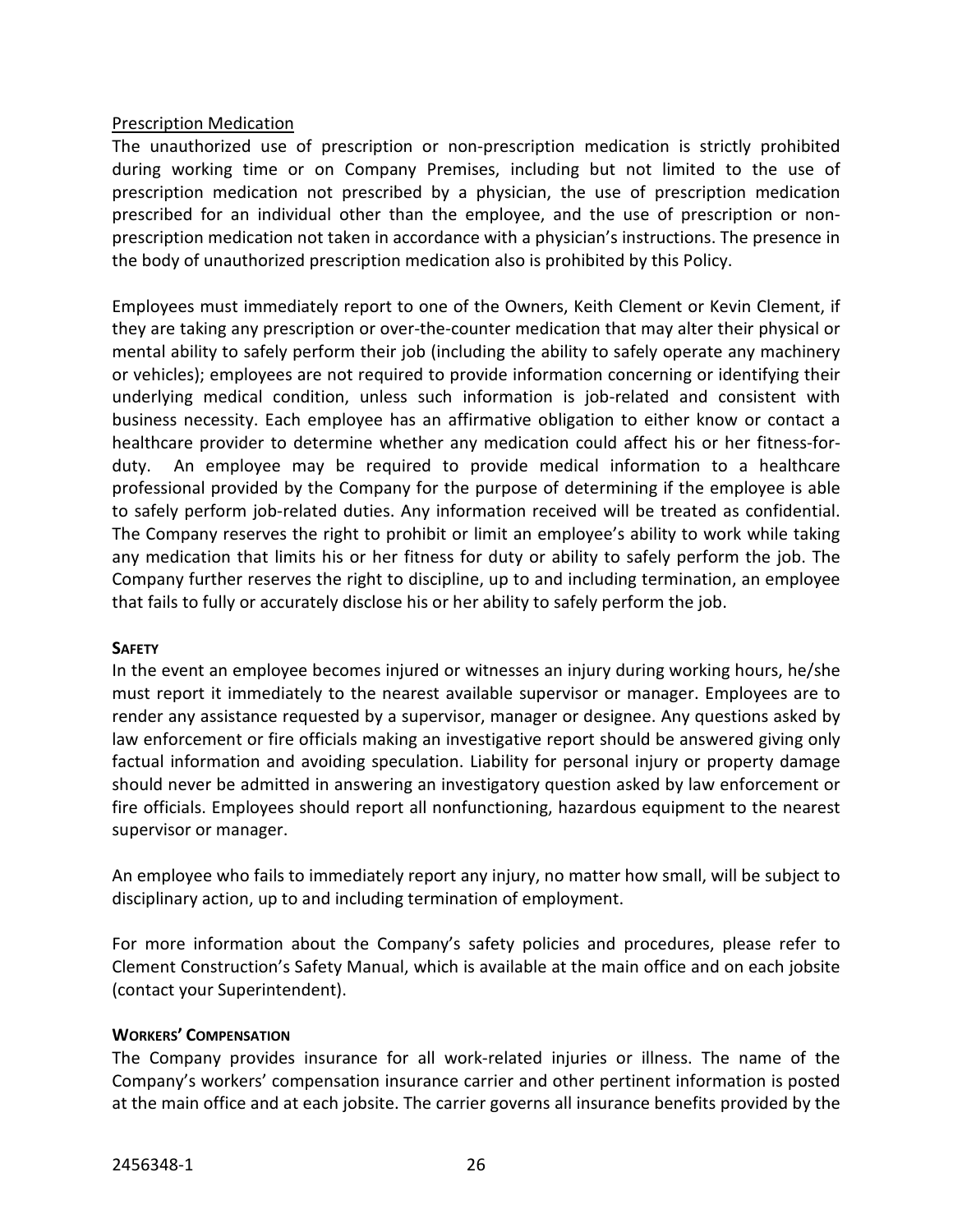Prescription Medication

The unauthorized use of prescription or non-prescription medication is strictly prohibited during working time or on Company Premises, including but not limited to the use of prescription medication not prescribed by a physician, the use of prescription medication prescribed for an individual other than the employee, and the use of prescription or non-prescription medication not taken in accordance with a physician's instructions. The presence in the body of unauthorized prescription medication also is prohibited by this Policy.

Employees must immediately report to one of the Owners, Keith Clement or Kevin Clement, if they are taking any prescription or over-the-counter medication that may alter their physical or mental ability to safely perform their job (including the ability to safely operate any machinery or vehicles); employees are not required to provide information concerning or identifying their underlying medical condition, unless such information is job-related and consistent with business necessity. Each employee has an affirmative obligation to either know or contact a healthcare provider to determine whether any medication could affect his or her fitness-for-duty. An employee may be required to provide medical information to a healthcare professional provided by the Company for the purpose of determining if the employee is able to safely perform job-related duties. Any information received will be treated as confidential. The Company reserves the right to prohibit or limit an employee's ability to work while taking any medication that limits his or her fitness for duty or ability to safely perform the job. The Company further reserves the right to discipline, up to and including termination, an employee that fails to fully or accurately disclose his or her ability to safely perform the job.

**SAFETY**

In the event an employee becomes injured or witnesses an injury during working hours, he/she must report it immediately to the nearest available supervisor or manager. Employees are to render any assistance requested by a supervisor, manager or designee. Any questions asked by law enforcement or fire officials making an investigative report should be answered giving only factual information and avoiding speculation. Liability for personal injury or property damage should never be admitted in answering an investigatory question asked by law enforcement or fire officials. Employees should report all nonfunctioning, hazardous equipment to the nearest supervisor or manager.

An employee who fails to immediately report any injury, no matter how small, will be subject to disciplinary action, up to and including termination of employment.

For more information about the Company's safety policies and procedures, please refer to Clement Construction's Safety Manual, which is available at the main office and on each jobsite (contact your Superintendent).

**WORKERS' COMPENSATION**

The Company provides insurance for all work-related injuries or illness. The name of the Company's workers' compensation insurance carrier and other pertinent information is posted at the main office and at each jobsite. The carrier governs all insurance benefits provided by the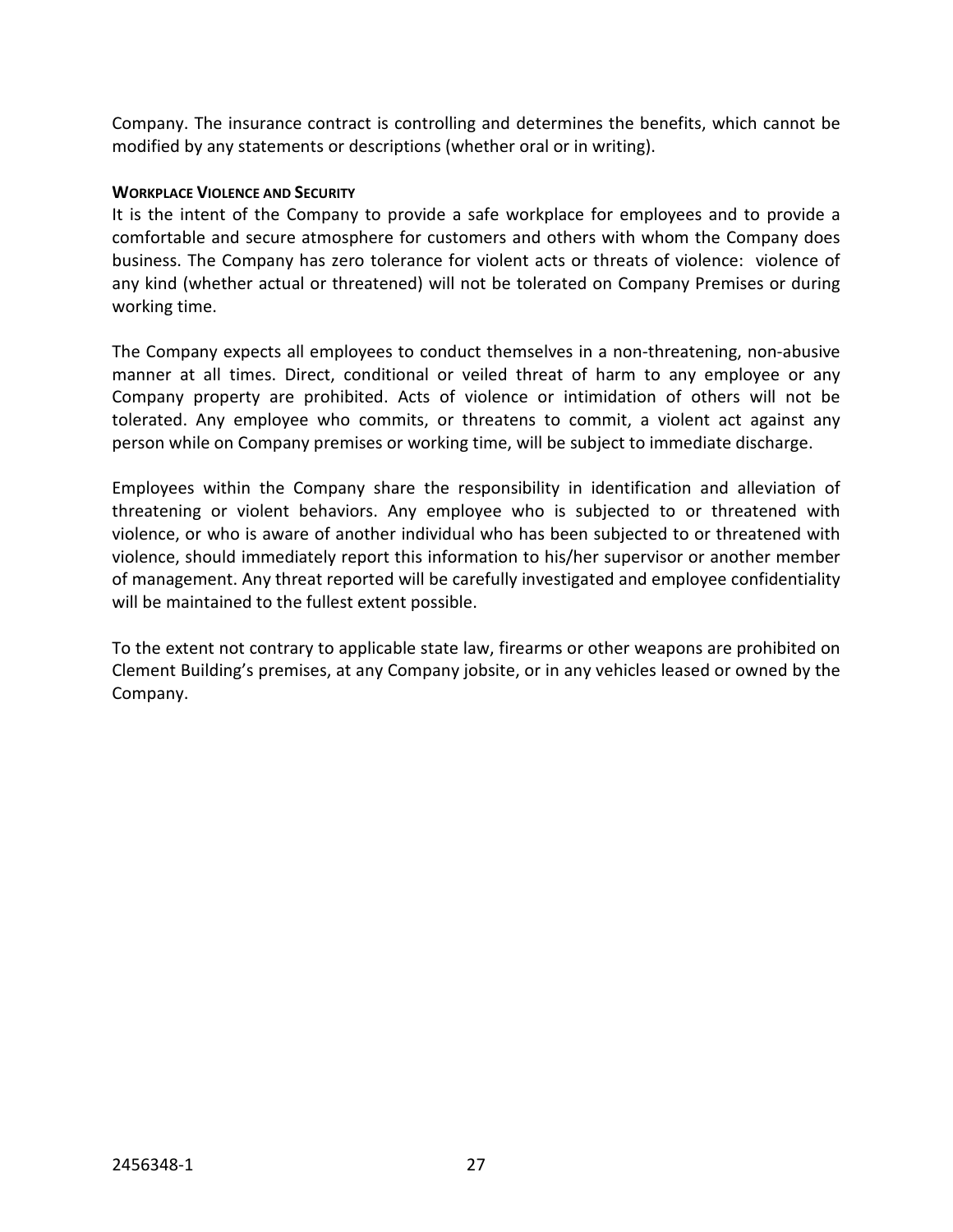Company. The insurance contract is controlling and determines the benefits, which cannot be modified by any statements or descriptions (whether oral or in writing).

#### WORKPLACE VIOLENCE AND SECURITY

It is the intent of the Company to provide a safe workplace for employees and to provide a comfortable and secure atmosphere for customers and others with whom the Company does business. The Company has zero tolerance for violent acts or threats of violence: violence of any kind (whether actual or threatened) will not be tolerated on Company Premises or during working time.

The Company expects all employees to conduct themselves in a non-threatening, non-abusive manner at all times. Direct, conditional or veiled threat of harm to any employee or any Company property are prohibited. Acts of violence or intimidation of others will not be tolerated. Any employee who commits, or threatens to commit, a violent act against any person while on Company premises or working time, will be subject to immediate discharge.

Employees within the Company share the responsibility in identification and alleviation of threatening or violent behaviors. Any employee who is subjected to or threatened with violence, or who is aware of another individual who has been subjected to or threatened with violence, should immediately report this information to his/her supervisor or another member of management. Any threat reported will be carefully investigated and employee confidentiality will be maintained to the fullest extent possible.

To the extent not contrary to applicable state law, firearms or other weapons are prohibited on Clement Building's premises, at any Company jobsite, or in any vehicles leased or owned by the Company.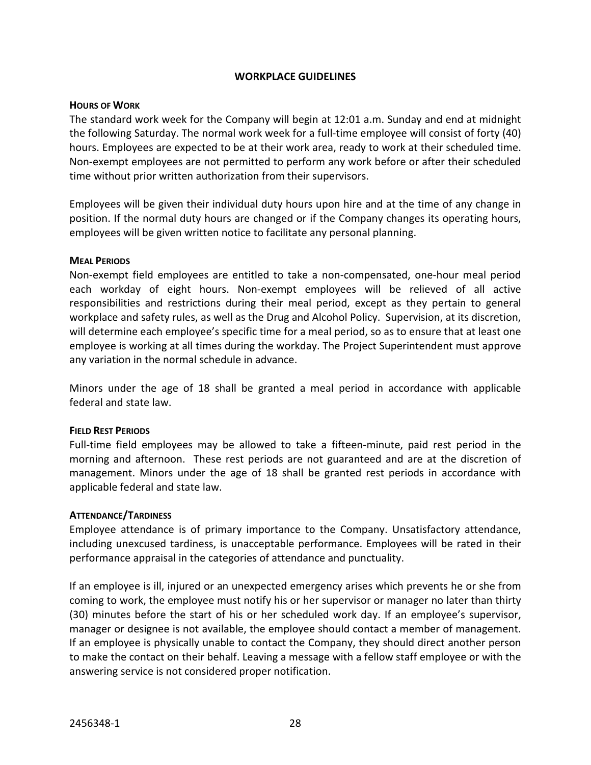## WORKPLACE GUIDELINES

### Hours of Work

The standard work week for the Company will begin at 12:01 a.m. Sunday and end at midnight the following Saturday. The normal work week for a full-time employee will consist of forty (40) hours. Employees are expected to be at their work area, ready to work at their scheduled time. Non-exempt employees are not permitted to perform any work before or after their scheduled time without prior written authorization from their supervisors.

Employees will be given their individual duty hours upon hire and at the time of any change in position. If the normal duty hours are changed or if the Company changes its operating hours, employees will be given written notice to facilitate any personal planning.

### Meal Periods

Non-exempt field employees are entitled to take a non-compensated, one-hour meal period each workday of eight hours. Non-exempt employees will be relieved of all active responsibilities and restrictions during their meal period, except as they pertain to general workplace and safety rules, as well as the Drug and Alcohol Policy. Supervision, at its discretion, will determine each employee's specific time for a meal period, so as to ensure that at least one employee is working at all times during the workday. The Project Superintendent must approve any variation in the normal schedule in advance.

Minors under the age of 18 shall be granted a meal period in accordance with applicable federal and state law.

### Field Rest Periods

Full-time field employees may be allowed to take a fifteen-minute, paid rest period in the morning and afternoon. These rest periods are not guaranteed and are at the discretion of management. Minors under the age of 18 shall be granted rest periods in accordance with applicable federal and state law.

### Attendance/Tardiness

Employee attendance is of primary importance to the Company. Unsatisfactory attendance, including unexcused tardiness, is unacceptable performance. Employees will be rated in their performance appraisal in the categories of attendance and punctuality.

If an employee is ill, injured or an unexpected emergency arises which prevents he or she from coming to work, the employee must notify his or her supervisor or manager no later than thirty (30) minutes before the start of his or her scheduled work day. If an employee's supervisor, manager or designee is not available, the employee should contact a member of management. If an employee is physically unable to contact the Company, they should direct another person to make the contact on their behalf. Leaving a message with a fellow staff employee or with the answering service is not considered proper notification.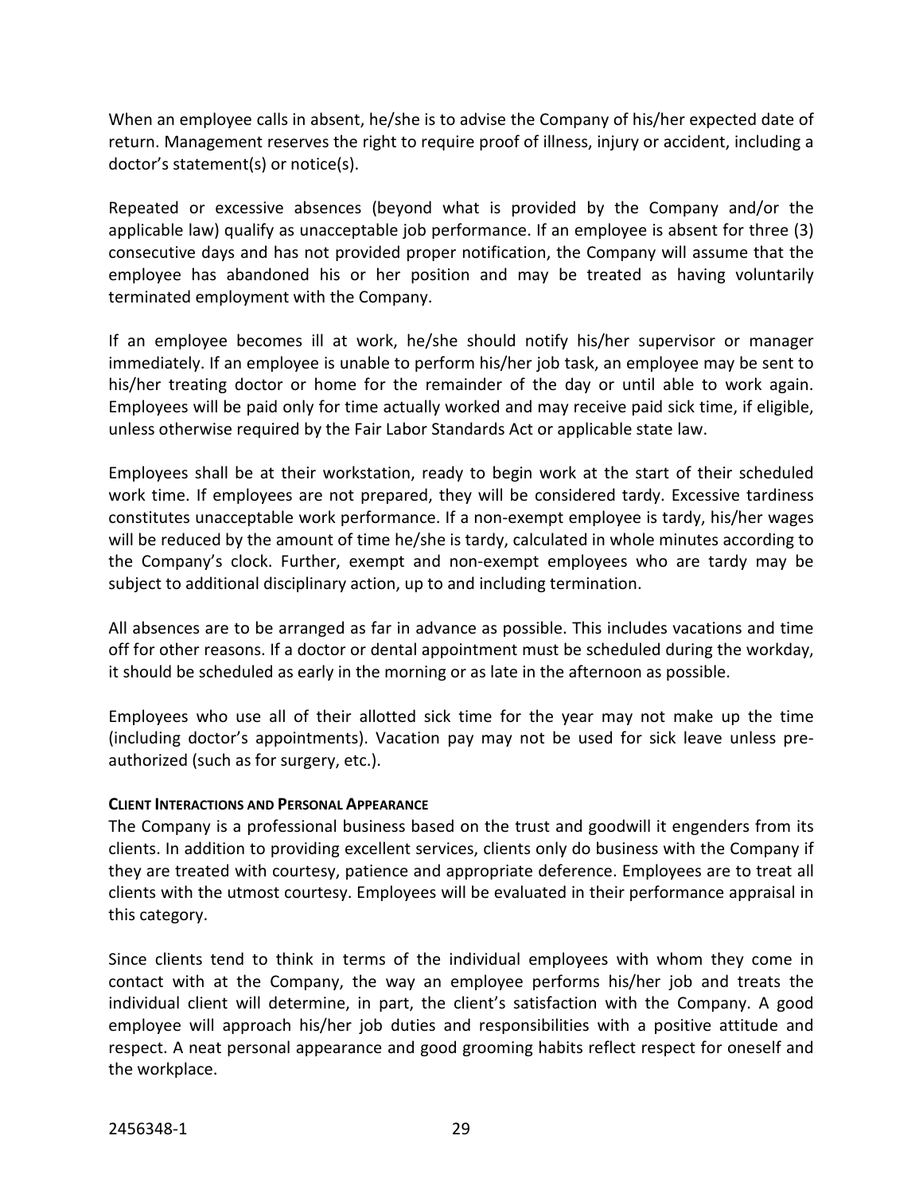When an employee calls in absent, he/she is to advise the Company of his/her expected date of return. Management reserves the right to require proof of illness, injury or accident, including a doctor's statement(s) or notice(s).

Repeated or excessive absences (beyond what is provided by the Company and/or the applicable law) qualify as unacceptable job performance. If an employee is absent for three (3) consecutive days and has not provided proper notification, the Company will assume that the employee has abandoned his or her position and may be treated as having voluntarily terminated employment with the Company.

If an employee becomes ill at work, he/she should notify his/her supervisor or manager immediately. If an employee is unable to perform his/her job task, an employee may be sent to his/her treating doctor or home for the remainder of the day or until able to work again. Employees will be paid only for time actually worked and may receive paid sick time, if eligible, unless otherwise required by the Fair Labor Standards Act or applicable state law.

Employees shall be at their workstation, ready to begin work at the start of their scheduled work time. If employees are not prepared, they will be considered tardy. Excessive tardiness constitutes unacceptable work performance. If a non-exempt employee is tardy, his/her wages will be reduced by the amount of time he/she is tardy, calculated in whole minutes according to the Company's clock. Further, exempt and non-exempt employees who are tardy may be subject to additional disciplinary action, up to and including termination.

All absences are to be arranged as far in advance as possible. This includes vacations and time off for other reasons. If a doctor or dental appointment must be scheduled during the workday, it should be scheduled as early in the morning or as late in the afternoon as possible.

Employees who use all of their allotted sick time for the year may not make up the time (including doctor's appointments). Vacation pay may not be used for sick leave unless pre-authorized (such as for surgery, etc.).

**CLIENT INTERACTIONS AND PERSONAL APPEARANCE**

The Company is a professional business based on the trust and goodwill it engenders from its clients. In addition to providing excellent services, clients only do business with the Company if they are treated with courtesy, patience and appropriate deference. Employees are to treat all clients with the utmost courtesy. Employees will be evaluated in their performance appraisal in this category.

Since clients tend to think in terms of the individual employees with whom they come in contact with at the Company, the way an employee performs his/her job and treats the individual client will determine, in part, the client's satisfaction with the Company. A good employee will approach his/her job duties and responsibilities with a positive attitude and respect. A neat personal appearance and good grooming habits reflect respect for oneself and the workplace.

2456348-1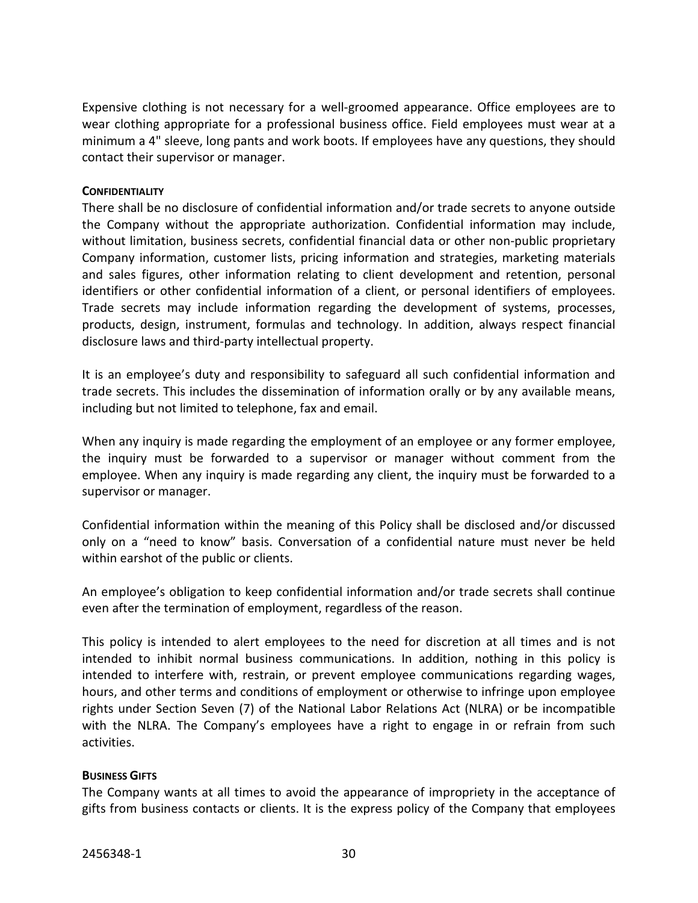Expensive clothing is not necessary for a well-groomed appearance. Office employees are to wear clothing appropriate for a professional business office. Field employees must wear at a minimum a 4" sleeve, long pants and work boots. If employees have any questions, they should contact their supervisor or manager.

### CONFIDENTIALITY

There shall be no disclosure of confidential information and/or trade secrets to anyone outside the Company without the appropriate authorization. Confidential information may include, without limitation, business secrets, confidential financial data or other non-public proprietary Company information, customer lists, pricing information and strategies, marketing materials and sales figures, other information relating to client development and retention, personal identifiers or other confidential information of a client, or personal identifiers of employees. Trade secrets may include information regarding the development of systems, processes, products, design, instrument, formulas and technology. In addition, always respect financial disclosure laws and third-party intellectual property.

It is an employee's duty and responsibility to safeguard all such confidential information and trade secrets. This includes the dissemination of information orally or by any available means, including but not limited to telephone, fax and email.

When any inquiry is made regarding the employment of an employee or any former employee, the inquiry must be forwarded to a supervisor or manager without comment from the employee. When any inquiry is made regarding any client, the inquiry must be forwarded to a supervisor or manager.

Confidential information within the meaning of this Policy shall be disclosed and/or discussed only on a "need to know" basis. Conversation of a confidential nature must never be held within earshot of the public or clients.

An employee's obligation to keep confidential information and/or trade secrets shall continue even after the termination of employment, regardless of the reason.

This policy is intended to alert employees to the need for discretion at all times and is not intended to inhibit normal business communications. In addition, nothing in this policy is intended to interfere with, restrain, or prevent employee communications regarding wages, hours, and other terms and conditions of employment or otherwise to infringe upon employee rights under Section Seven (7) of the National Labor Relations Act (NLRA) or be incompatible with the NLRA. The Company's employees have a right to engage in or refrain from such activities.

### BUSINESS GIFTS

The Company wants at all times to avoid the appearance of impropriety in the acceptance of gifts from business contacts or clients. It is the express policy of the Company that employees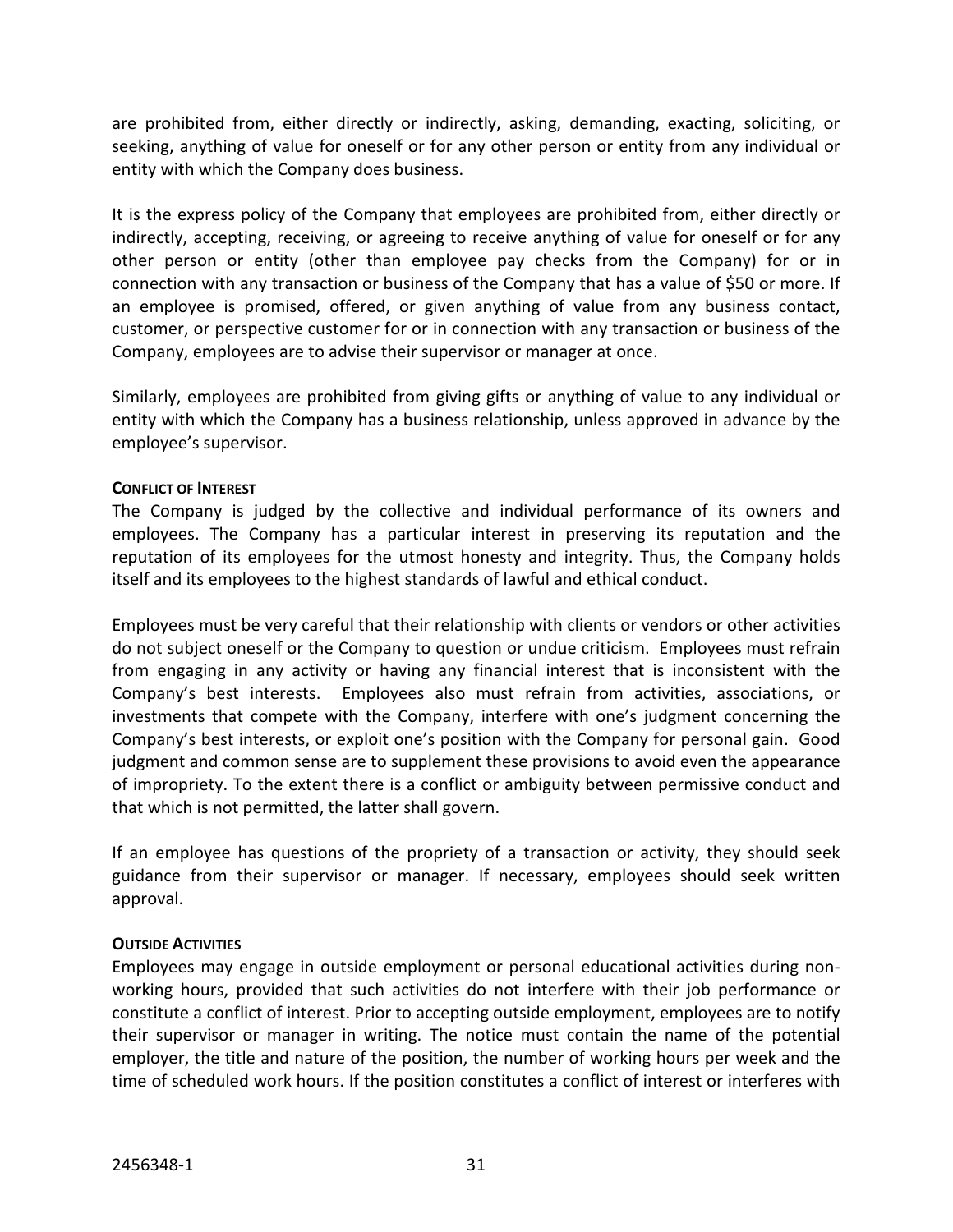are prohibited from, either directly or indirectly, asking, demanding, exacting, soliciting, or seeking, anything of value for oneself or for any other person or entity from any individual or entity with which the Company does business.

It is the express policy of the Company that employees are prohibited from, either directly or indirectly, accepting, receiving, or agreeing to receive anything of value for oneself or for any other person or entity (other than employee pay checks from the Company) for or in connection with any transaction or business of the Company that has a value of $50 or more. If an employee is promised, offered, or given anything of value from any business contact, customer, or perspective customer for or in connection with any transaction or business of the Company, employees are to advise their supervisor or manager at once.

Similarly, employees are prohibited from giving gifts or anything of value to any individual or entity with which the Company has a business relationship, unless approved in advance by the employee's supervisor.

**CONFLICT OF INTEREST**

The Company is judged by the collective and individual performance of its owners and employees. The Company has a particular interest in preserving its reputation and the reputation of its employees for the utmost honesty and integrity. Thus, the Company holds itself and its employees to the highest standards of lawful and ethical conduct.

Employees must be very careful that their relationship with clients or vendors or other activities do not subject oneself or the Company to question or undue criticism. Employees must refrain from engaging in any activity or having any financial interest that is inconsistent with the Company's best interests. Employees also must refrain from activities, associations, or investments that compete with the Company, interfere with one's judgment concerning the Company's best interests, or exploit one's position with the Company for personal gain. Good judgment and common sense are to supplement these provisions to avoid even the appearance of impropriety. To the extent there is a conflict or ambiguity between permissive conduct and that which is not permitted, the latter shall govern.

If an employee has questions of the propriety of a transaction or activity, they should seek guidance from their supervisor or manager. If necessary, employees should seek written approval.

**OUTSIDE ACTIVITIES**

Employees may engage in outside employment or personal educational activities during non-working hours, provided that such activities do not interfere with their job performance or constitute a conflict of interest. Prior to accepting outside employment, employees are to notify their supervisor or manager in writing. The notice must contain the name of the potential employer, the title and nature of the position, the number of working hours per week and the time of scheduled work hours. If the position constitutes a conflict of interest or interferes with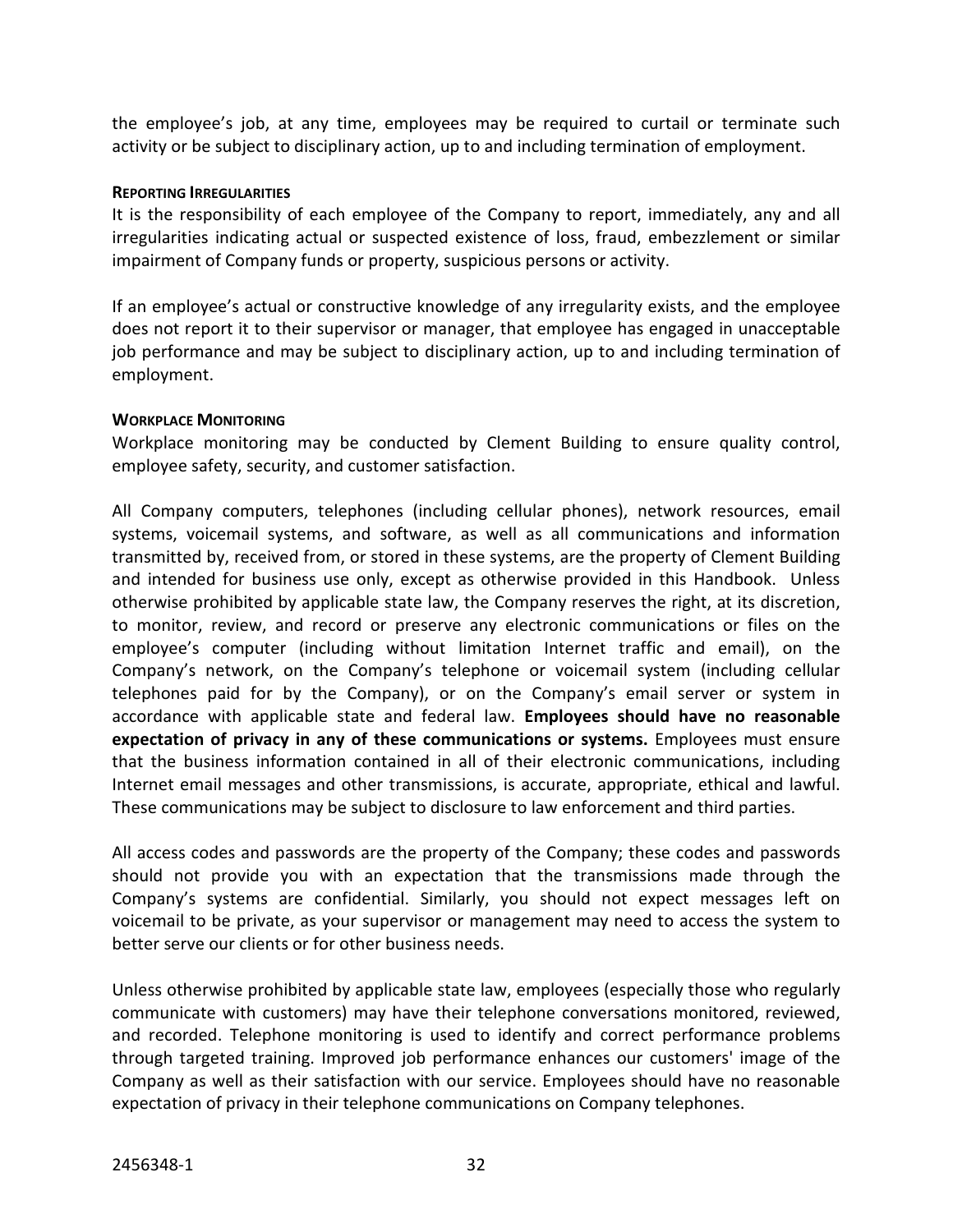the employee's job, at any time, employees may be required to curtail or terminate such activity or be subject to disciplinary action, up to and including termination of employment.

#### REPORTING IRREGULARITIES

It is the responsibility of each employee of the Company to report, immediately, any and all irregularities indicating actual or suspected existence of loss, fraud, embezzlement or similar impairment of Company funds or property, suspicious persons or activity.

If an employee's actual or constructive knowledge of any irregularity exists, and the employee does not report it to their supervisor or manager, that employee has engaged in unacceptable job performance and may be subject to disciplinary action, up to and including termination of employment.

#### WORKPLACE MONITORING

Workplace monitoring may be conducted by Clement Building to ensure quality control, employee safety, security, and customer satisfaction.

All Company computers, telephones (including cellular phones), network resources, email systems, voicemail systems, and software, as well as all communications and information transmitted by, received from, or stored in these systems, are the property of Clement Building and intended for business use only, except as otherwise provided in this Handbook. Unless otherwise prohibited by applicable state law, the Company reserves the right, at its discretion, to monitor, review, and record or preserve any electronic communications or files on the employee's computer (including without limitation Internet traffic and email), on the Company's network, on the Company's telephone or voicemail system (including cellular telephones paid for by the Company), or on the Company's email server or system in accordance with applicable state and federal law. **Employees should have no reasonable expectation of privacy in any of these communications or systems.** Employees must ensure that the business information contained in all of their electronic communications, including Internet email messages and other transmissions, is accurate, appropriate, ethical and lawful. These communications may be subject to disclosure to law enforcement and third parties.

All access codes and passwords are the property of the Company; these codes and passwords should not provide you with an expectation that the transmissions made through the Company's systems are confidential. Similarly, you should not expect messages left on voicemail to be private, as your supervisor or management may need to access the system to better serve our clients or for other business needs.

Unless otherwise prohibited by applicable state law, employees (especially those who regularly communicate with customers) may have their telephone conversations monitored, reviewed, and recorded. Telephone monitoring is used to identify and correct performance problems through targeted training. Improved job performance enhances our customers' image of the Company as well as their satisfaction with our service. Employees should have no reasonable expectation of privacy in their telephone communications on Company telephones.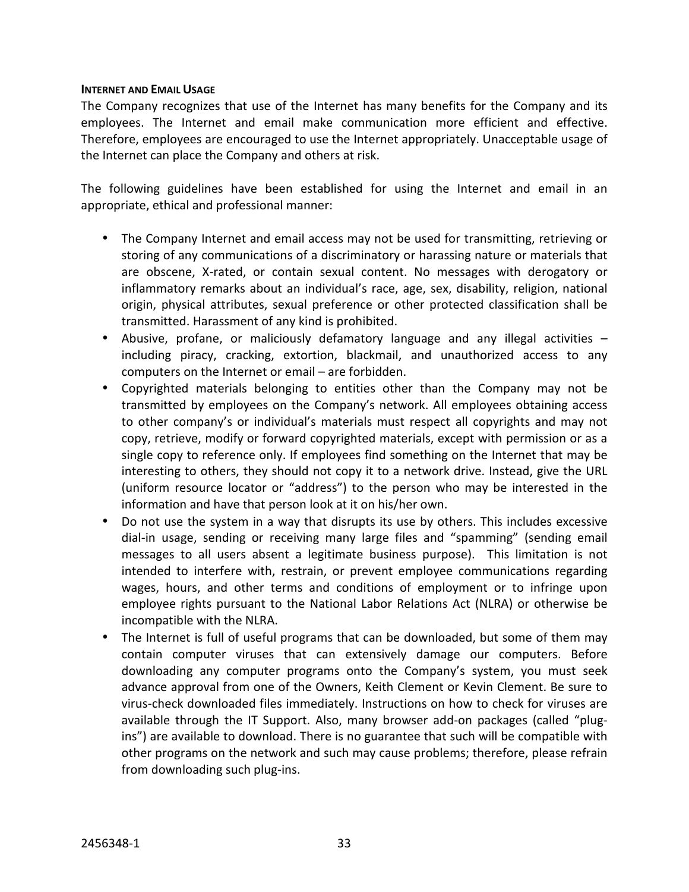**INTERNET AND EMAIL USAGE**

The Company recognizes that use of the Internet has many benefits for the Company and its employees. The Internet and email make communication more efficient and effective. Therefore, employees are encouraged to use the Internet appropriately. Unacceptable usage of the Internet can place the Company and others at risk.

The following guidelines have been established for using the Internet and email in an appropriate, ethical and professional manner:

- The Company Internet and email access may not be used for transmitting, retrieving or storing of any communications of a discriminatory or harassing nature or materials that are obscene, X-rated, or contain sexual content. No messages with derogatory or inflammatory remarks about an individual's race, age, sex, disability, religion, national origin, physical attributes, sexual preference or other protected classification shall be transmitted. Harassment of any kind is prohibited.
- Abusive, profane, or maliciously defamatory language and any illegal activities – including piracy, cracking, extortion, blackmail, and unauthorized access to any computers on the Internet or email – are forbidden.
- Copyrighted materials belonging to entities other than the Company may not be transmitted by employees on the Company's network. All employees obtaining access to other company's or individual's materials must respect all copyrights and may not copy, retrieve, modify or forward copyrighted materials, except with permission or as a single copy to reference only. If employees find something on the Internet that may be interesting to others, they should not copy it to a network drive. Instead, give the URL (uniform resource locator or "address") to the person who may be interested in the information and have that person look at it on his/her own.
- Do not use the system in a way that disrupts its use by others. This includes excessive dial-in usage, sending or receiving many large files and "spamming" (sending email messages to all users absent a legitimate business purpose). This limitation is not intended to interfere with, restrain, or prevent employee communications regarding wages, hours, and other terms and conditions of employment or to infringe upon employee rights pursuant to the National Labor Relations Act (NLRA) or otherwise be incompatible with the NLRA.
- The Internet is full of useful programs that can be downloaded, but some of them may contain computer viruses that can extensively damage our computers. Before downloading any computer programs onto the Company's system, you must seek advance approval from one of the Owners, Keith Clement or Kevin Clement. Be sure to virus-check downloaded files immediately. Instructions on how to check for viruses are available through the IT Support. Also, many browser add-on packages (called "plug-ins") are available to download. There is no guarantee that such will be compatible with other programs on the network and such may cause problems; therefore, please refrain from downloading such plug-ins.

2456348-1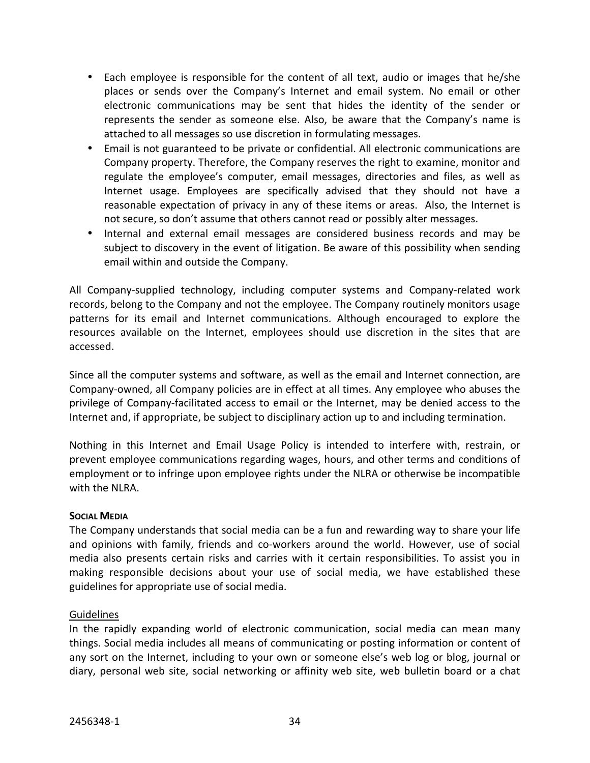- Each employee is responsible for the content of all text, audio or images that he/she places or sends over the Company's Internet and email system. No email or other electronic communications may be sent that hides the identity of the sender or represents the sender as someone else. Also, be aware that the Company's name is attached to all messages so use discretion in formulating messages.
- Email is not guaranteed to be private or confidential. All electronic communications are Company property. Therefore, the Company reserves the right to examine, monitor and regulate the employee's computer, email messages, directories and files, as well as Internet usage. Employees are specifically advised that they should not have a reasonable expectation of privacy in any of these items or areas. Also, the Internet is not secure, so don't assume that others cannot read or possibly alter messages.
- Internal and external email messages are considered business records and may be subject to discovery in the event of litigation. Be aware of this possibility when sending email within and outside the Company.

All Company-supplied technology, including computer systems and Company-related work records, belong to the Company and not the employee. The Company routinely monitors usage patterns for its email and Internet communications. Although encouraged to explore the resources available on the Internet, employees should use discretion in the sites that are accessed.

Since all the computer systems and software, as well as the email and Internet connection, are Company-owned, all Company policies are in effect at all times. Any employee who abuses the privilege of Company-facilitated access to email or the Internet, may be denied access to the Internet and, if appropriate, be subject to disciplinary action up to and including termination.

Nothing in this Internet and Email Usage Policy is intended to interfere with, restrain, or prevent employee communications regarding wages, hours, and other terms and conditions of employment or to infringe upon employee rights under the NLRA or otherwise be incompatible with the NLRA.

**SOCIAL MEDIA**

The Company understands that social media can be a fun and rewarding way to share your life and opinions with family, friends and co-workers around the world. However, use of social media also presents certain risks and carries with it certain responsibilities. To assist you in making responsible decisions about your use of social media, we have established these guidelines for appropriate use of social media.

Guidelines

In the rapidly expanding world of electronic communication, social media can mean many things. Social media includes all means of communicating or posting information or content of any sort on the Internet, including to your own or someone else's web log or blog, journal or diary, personal web site, social networking or affinity web site, web bulletin board or a chat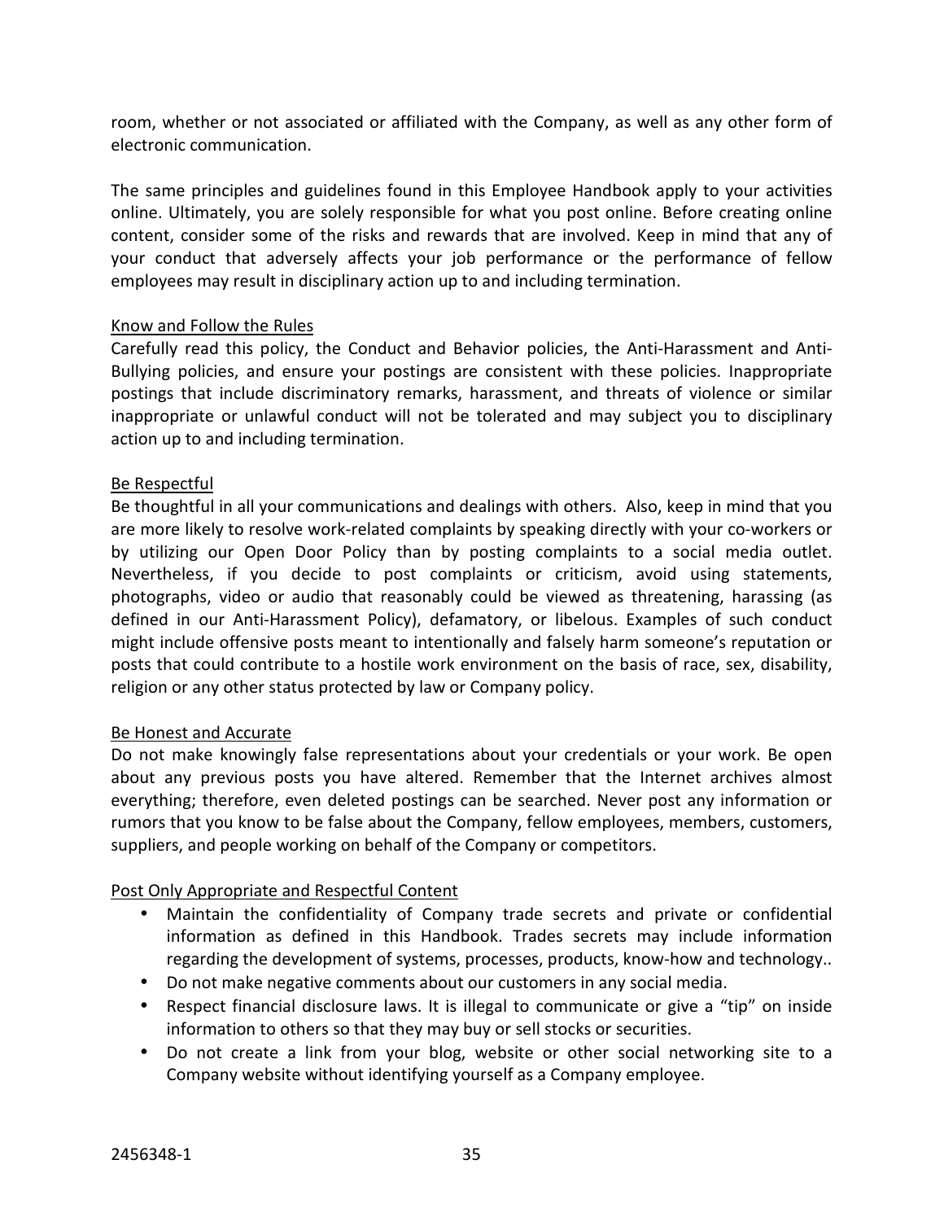room, whether or not associated or affiliated with the Company, as well as any other form of electronic communication.

The same principles and guidelines found in this Employee Handbook apply to your activities online. Ultimately, you are solely responsible for what you post online. Before creating online content, consider some of the risks and rewards that are involved. Keep in mind that any of your conduct that adversely affects your job performance or the performance of fellow employees may result in disciplinary action up to and including termination.

<u>Know and Follow the Rules</u>

Carefully read this policy, the Conduct and Behavior policies, the Anti-Harassment and Anti-Bullying policies, and ensure your postings are consistent with these policies. Inappropriate postings that include discriminatory remarks, harassment, and threats of violence or similar inappropriate or unlawful conduct will not be tolerated and may subject you to disciplinary action up to and including termination.

<u>Be Respectful</u>

Be thoughtful in all your communications and dealings with others. Also, keep in mind that you are more likely to resolve work-related complaints by speaking directly with your co-workers or by utilizing our Open Door Policy than by posting complaints to a social media outlet. Nevertheless, if you decide to post complaints or criticism, avoid using statements, photographs, video or audio that reasonably could be viewed as threatening, harassing (as defined in our Anti-Harassment Policy), defamatory, or libelous. Examples of such conduct might include offensive posts meant to intentionally and falsely harm someone's reputation or posts that could contribute to a hostile work environment on the basis of race, sex, disability, religion or any other status protected by law or Company policy.

<u>Be Honest and Accurate</u>

Do not make knowingly false representations about your credentials or your work. Be open about any previous posts you have altered. Remember that the Internet archives almost everything; therefore, even deleted postings can be searched. Never post any information or rumors that you know to be false about the Company, fellow employees, members, customers, suppliers, and people working on behalf of the Company or competitors.

<u>Post Only Appropriate and Respectful Content</u>

- Maintain the confidentiality of Company trade secrets and private or confidential information as defined in this Handbook. Trades secrets may include information regarding the development of systems, processes, products, know-how and technology..
- Do not make negative comments about our customers in any social media.
- Respect financial disclosure laws. It is illegal to communicate or give a "tip" on inside information to others so that they may buy or sell stocks or securities.
- Do not create a link from your blog, website or other social networking site to a Company website without identifying yourself as a Company employee.

2456348-1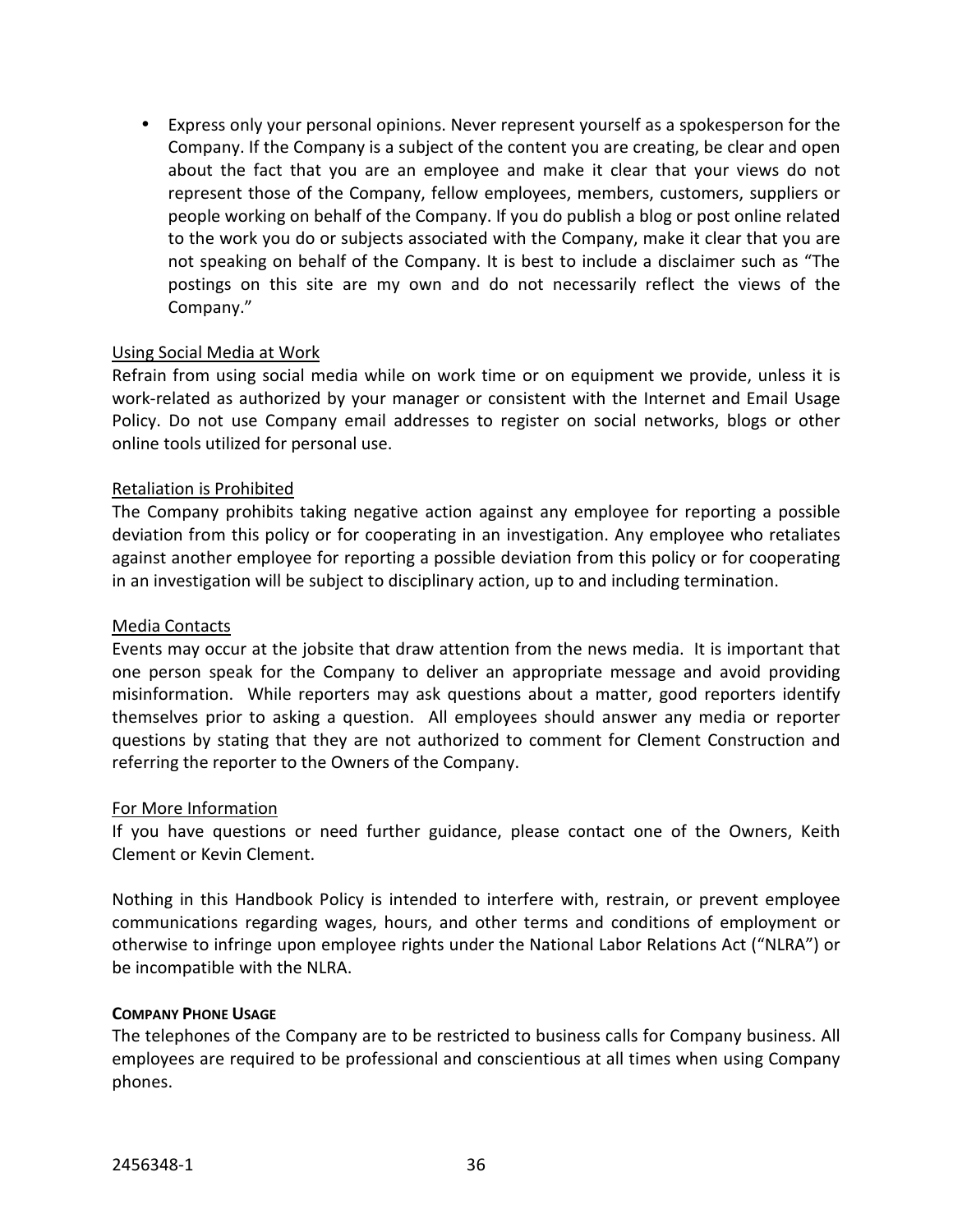- Express only your personal opinions. Never represent yourself as a spokesperson for the Company. If the Company is a subject of the content you are creating, be clear and open about the fact that you are an employee and make it clear that your views do not represent those of the Company, fellow employees, members, customers, suppliers or people working on behalf of the Company. If you do publish a blog or post online related to the work you do or subjects associated with the Company, make it clear that you are not speaking on behalf of the Company. It is best to include a disclaimer such as "The postings on this site are my own and do not necessarily reflect the views of the Company."

<u>Using Social Media at Work</u>
Refrain from using social media while on work time or on equipment we provide, unless it is work-related as authorized by your manager or consistent with the Internet and Email Usage Policy. Do not use Company email addresses to register on social networks, blogs or other online tools utilized for personal use.

<u>Retaliation is Prohibited</u>
The Company prohibits taking negative action against any employee for reporting a possible deviation from this policy or for cooperating in an investigation. Any employee who retaliates against another employee for reporting a possible deviation from this policy or for cooperating in an investigation will be subject to disciplinary action, up to and including termination.

<u>Media Contacts</u>
Events may occur at the jobsite that draw attention from the news media. It is important that one person speak for the Company to deliver an appropriate message and avoid providing misinformation. While reporters may ask questions about a matter, good reporters identify themselves prior to asking a question. All employees should answer any media or reporter questions by stating that they are not authorized to comment for Clement Construction and referring the reporter to the Owners of the Company.

<u>For More Information</u>
If you have questions or need further guidance, please contact one of the Owners, Keith Clement or Kevin Clement.

Nothing in this Handbook Policy is intended to interfere with, restrain, or prevent employee communications regarding wages, hours, and other terms and conditions of employment or otherwise to infringe upon employee rights under the National Labor Relations Act ("NLRA") or be incompatible with the NLRA.

**COMPANY PHONE USAGE**

The telephones of the Company are to be restricted to business calls for Company business. All employees are required to be professional and conscientious at all times when using Company phones.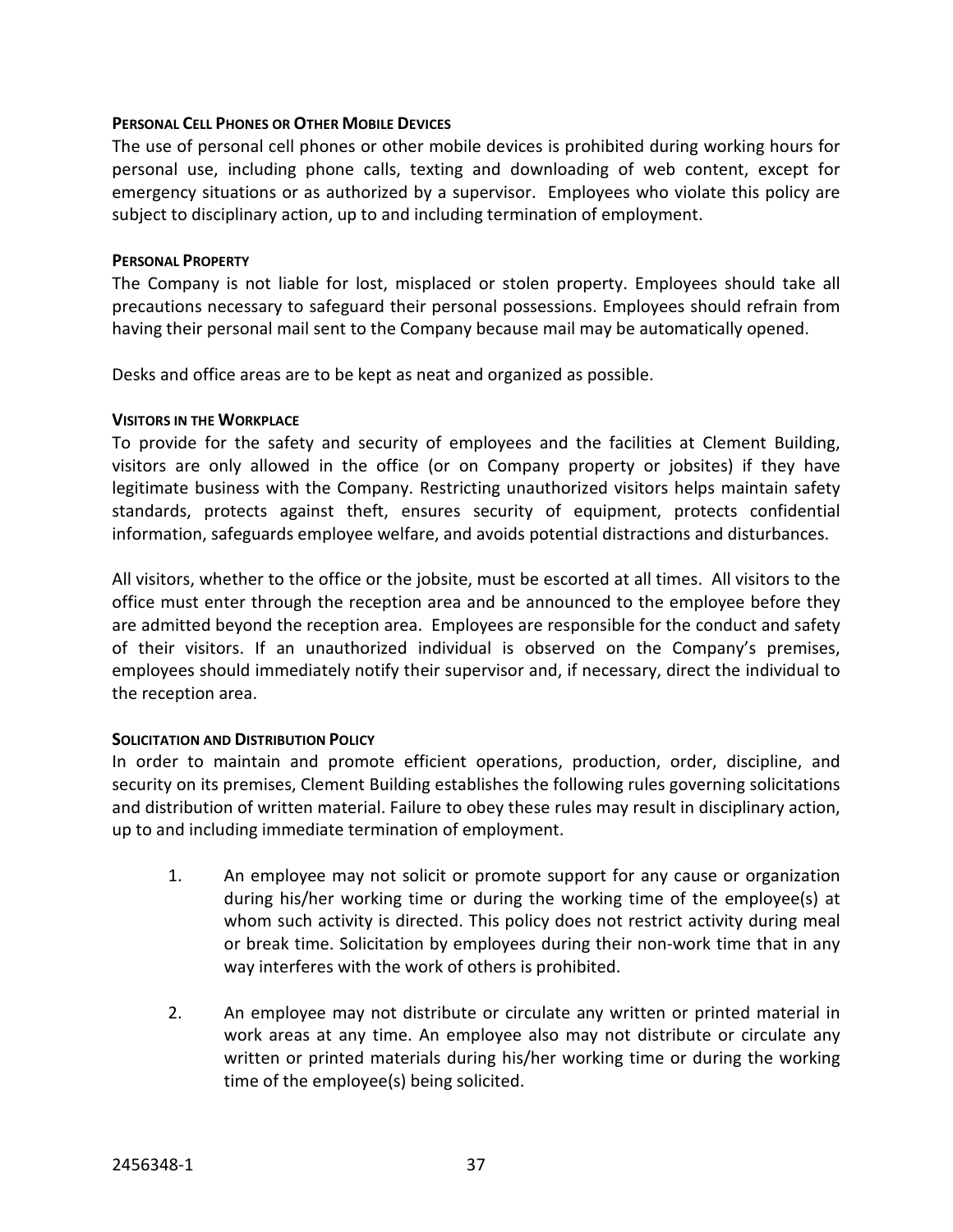#### Personal Cell Phones or Other Mobile Devices

The use of personal cell phones or other mobile devices is prohibited during working hours for personal use, including phone calls, texting and downloading of web content, except for emergency situations or as authorized by a supervisor. Employees who violate this policy are subject to disciplinary action, up to and including termination of employment.

#### Personal Property

The Company is not liable for lost, misplaced or stolen property. Employees should take all precautions necessary to safeguard their personal possessions. Employees should refrain from having their personal mail sent to the Company because mail may be automatically opened.

Desks and office areas are to be kept as neat and organized as possible.

#### Visitors in the Workplace

To provide for the safety and security of employees and the facilities at Clement Building, visitors are only allowed in the office (or on Company property or jobsites) if they have legitimate business with the Company. Restricting unauthorized visitors helps maintain safety standards, protects against theft, ensures security of equipment, protects confidential information, safeguards employee welfare, and avoids potential distractions and disturbances.

All visitors, whether to the office or the jobsite, must be escorted at all times. All visitors to the office must enter through the reception area and be announced to the employee before they are admitted beyond the reception area. Employees are responsible for the conduct and safety of their visitors. If an unauthorized individual is observed on the Company's premises, employees should immediately notify their supervisor and, if necessary, direct the individual to the reception area.

#### Solicitation and Distribution Policy

In order to maintain and promote efficient operations, production, order, discipline, and security on its premises, Clement Building establishes the following rules governing solicitations and distribution of written material. Failure to obey these rules may result in disciplinary action, up to and including immediate termination of employment.

1. An employee may not solicit or promote support for any cause or organization during his/her working time or during the working time of the employee(s) at whom such activity is directed. This policy does not restrict activity during meal or break time. Solicitation by employees during their non-work time that in any way interferes with the work of others is prohibited.

2. An employee may not distribute or circulate any written or printed material in work areas at any time. An employee also may not distribute or circulate any written or printed materials during his/her working time or during the working time of the employee(s) being solicited.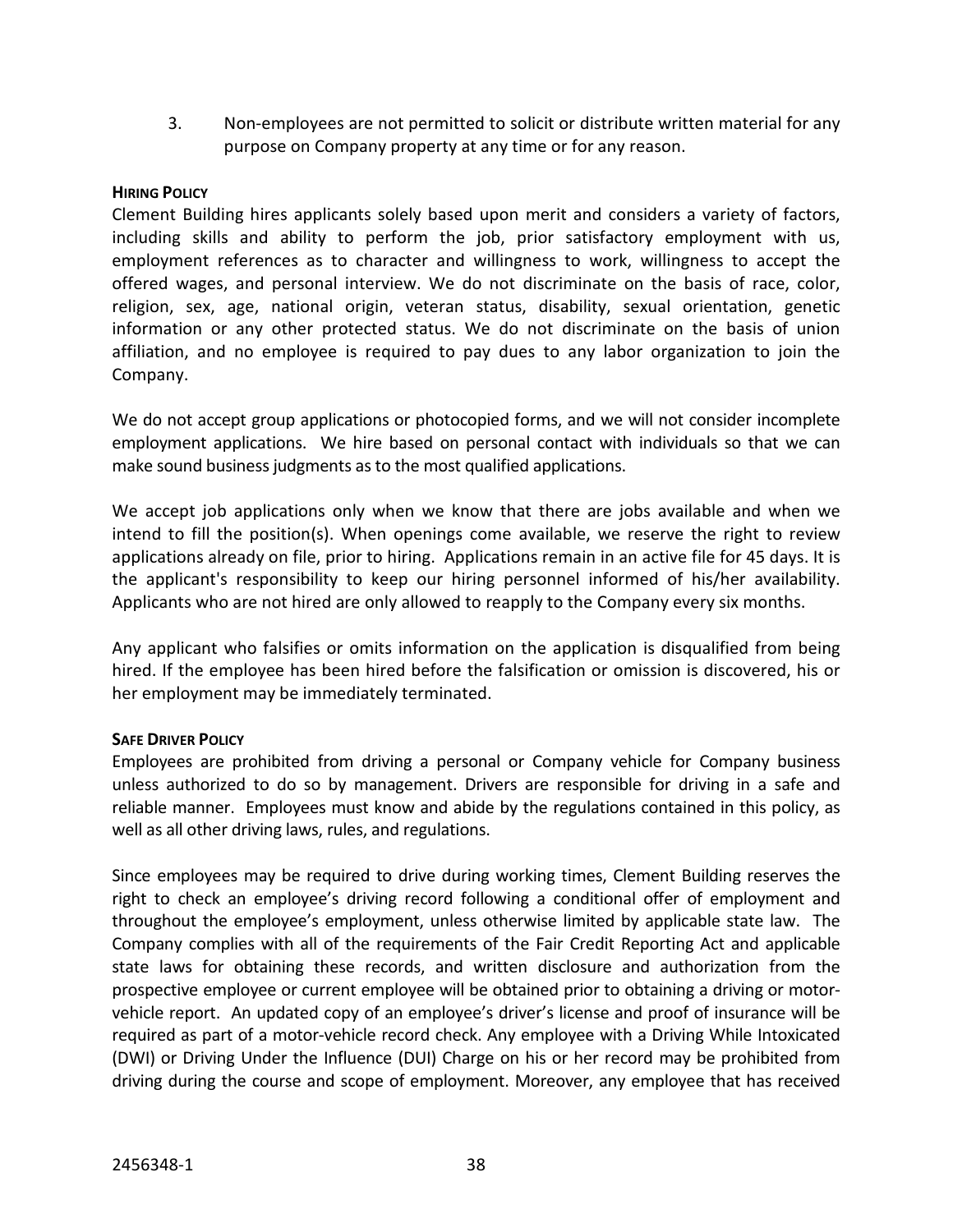3. Non-employees are not permitted to solicit or distribute written material for any purpose on Company property at any time or for any reason.

**HIRING POLICY**

Clement Building hires applicants solely based upon merit and considers a variety of factors, including skills and ability to perform the job, prior satisfactory employment with us, employment references as to character and willingness to work, willingness to accept the offered wages, and personal interview. We do not discriminate on the basis of race, color, religion, sex, age, national origin, veteran status, disability, sexual orientation, genetic information or any other protected status. We do not discriminate on the basis of union affiliation, and no employee is required to pay dues to any labor organization to join the Company.

We do not accept group applications or photocopied forms, and we will not consider incomplete employment applications. We hire based on personal contact with individuals so that we can make sound business judgments as to the most qualified applications.

We accept job applications only when we know that there are jobs available and when we intend to fill the position(s). When openings come available, we reserve the right to review applications already on file, prior to hiring. Applications remain in an active file for 45 days. It is the applicant's responsibility to keep our hiring personnel informed of his/her availability. Applicants who are not hired are only allowed to reapply to the Company every six months.

Any applicant who falsifies or omits information on the application is disqualified from being hired. If the employee has been hired before the falsification or omission is discovered, his or her employment may be immediately terminated.

**SAFE DRIVER POLICY**

Employees are prohibited from driving a personal or Company vehicle for Company business unless authorized to do so by management. Drivers are responsible for driving in a safe and reliable manner. Employees must know and abide by the regulations contained in this policy, as well as all other driving laws, rules, and regulations.

Since employees may be required to drive during working times, Clement Building reserves the right to check an employee's driving record following a conditional offer of employment and throughout the employee's employment, unless otherwise limited by applicable state law. The Company complies with all of the requirements of the Fair Credit Reporting Act and applicable state laws for obtaining these records, and written disclosure and authorization from the prospective employee or current employee will be obtained prior to obtaining a driving or motor-vehicle report. An updated copy of an employee's driver's license and proof of insurance will be required as part of a motor-vehicle record check. Any employee with a Driving While Intoxicated (DWI) or Driving Under the Influence (DUI) Charge on his or her record may be prohibited from driving during the course and scope of employment. Moreover, any employee that has received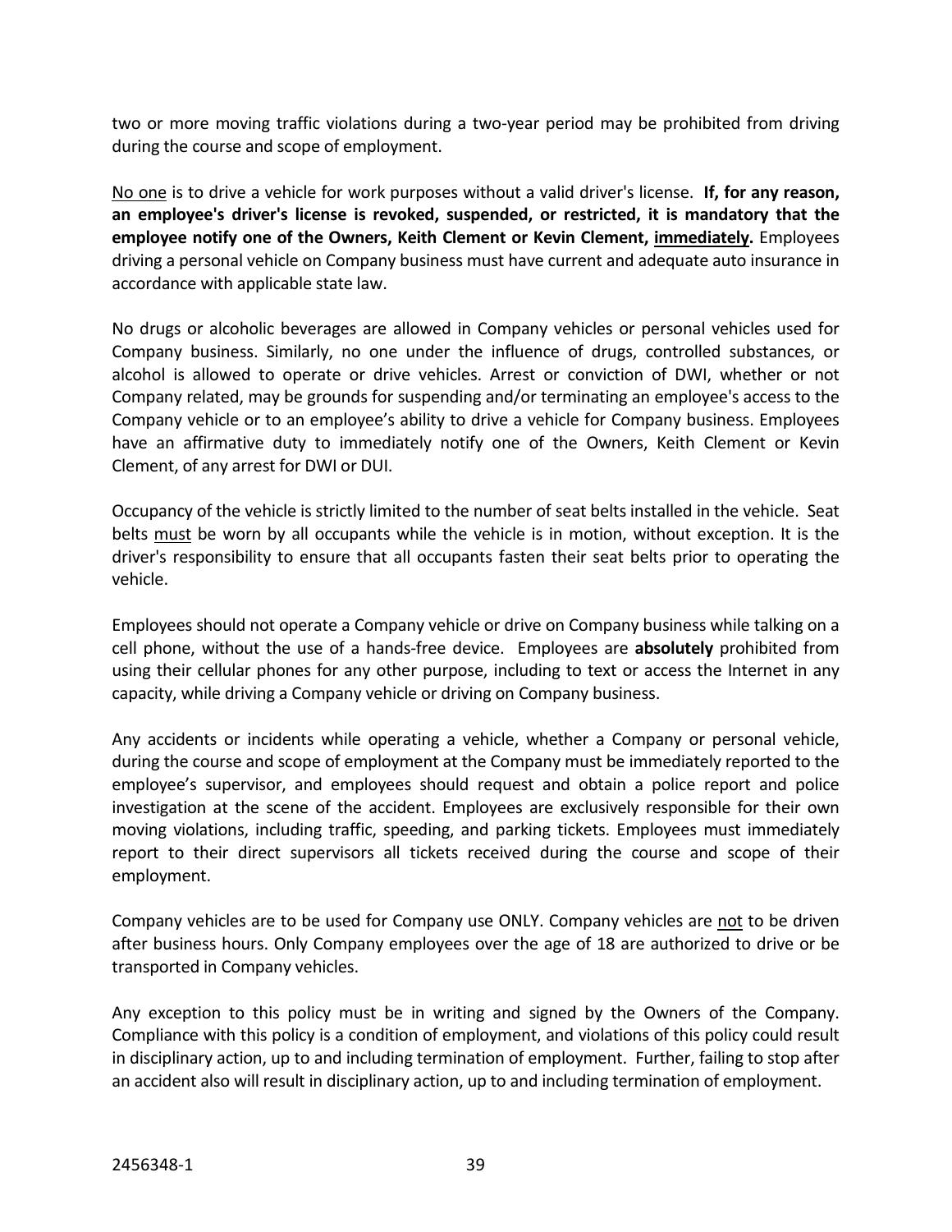two or more moving traffic violations during a two-year period may be prohibited from driving during the course and scope of employment.

<u>No one</u> is to drive a vehicle for work purposes without a valid driver's license. **If, for any reason, an employee's driver's license is revoked, suspended, or restricted, it is mandatory that the employee notify one of the Owners, Keith Clement or Kevin Clement, <u>immediately</u>.** Employees driving a personal vehicle on Company business must have current and adequate auto insurance in accordance with applicable state law.

No drugs or alcoholic beverages are allowed in Company vehicles or personal vehicles used for Company business. Similarly, no one under the influence of drugs, controlled substances, or alcohol is allowed to operate or drive vehicles. Arrest or conviction of DWI, whether or not Company related, may be grounds for suspending and/or terminating an employee's access to the Company vehicle or to an employee's ability to drive a vehicle for Company business. Employees have an affirmative duty to immediately notify one of the Owners, Keith Clement or Kevin Clement, of any arrest for DWI or DUI.

Occupancy of the vehicle is strictly limited to the number of seat belts installed in the vehicle. Seat belts <u>must</u> be worn by all occupants while the vehicle is in motion, without exception. It is the driver's responsibility to ensure that all occupants fasten their seat belts prior to operating the vehicle.

Employees should not operate a Company vehicle or drive on Company business while talking on a cell phone, without the use of a hands-free device. Employees are **absolutely** prohibited from using their cellular phones for any other purpose, including to text or access the Internet in any capacity, while driving a Company vehicle or driving on Company business.

Any accidents or incidents while operating a vehicle, whether a Company or personal vehicle, during the course and scope of employment at the Company must be immediately reported to the employee's supervisor, and employees should request and obtain a police report and police investigation at the scene of the accident. Employees are exclusively responsible for their own moving violations, including traffic, speeding, and parking tickets. Employees must immediately report to their direct supervisors all tickets received during the course and scope of their employment.

Company vehicles are to be used for Company use ONLY. Company vehicles are <u>not</u> to be driven after business hours. Only Company employees over the age of 18 are authorized to drive or be transported in Company vehicles.

Any exception to this policy must be in writing and signed by the Owners of the Company. Compliance with this policy is a condition of employment, and violations of this policy could result in disciplinary action, up to and including termination of employment. Further, failing to stop after an accident also will result in disciplinary action, up to and including termination of employment.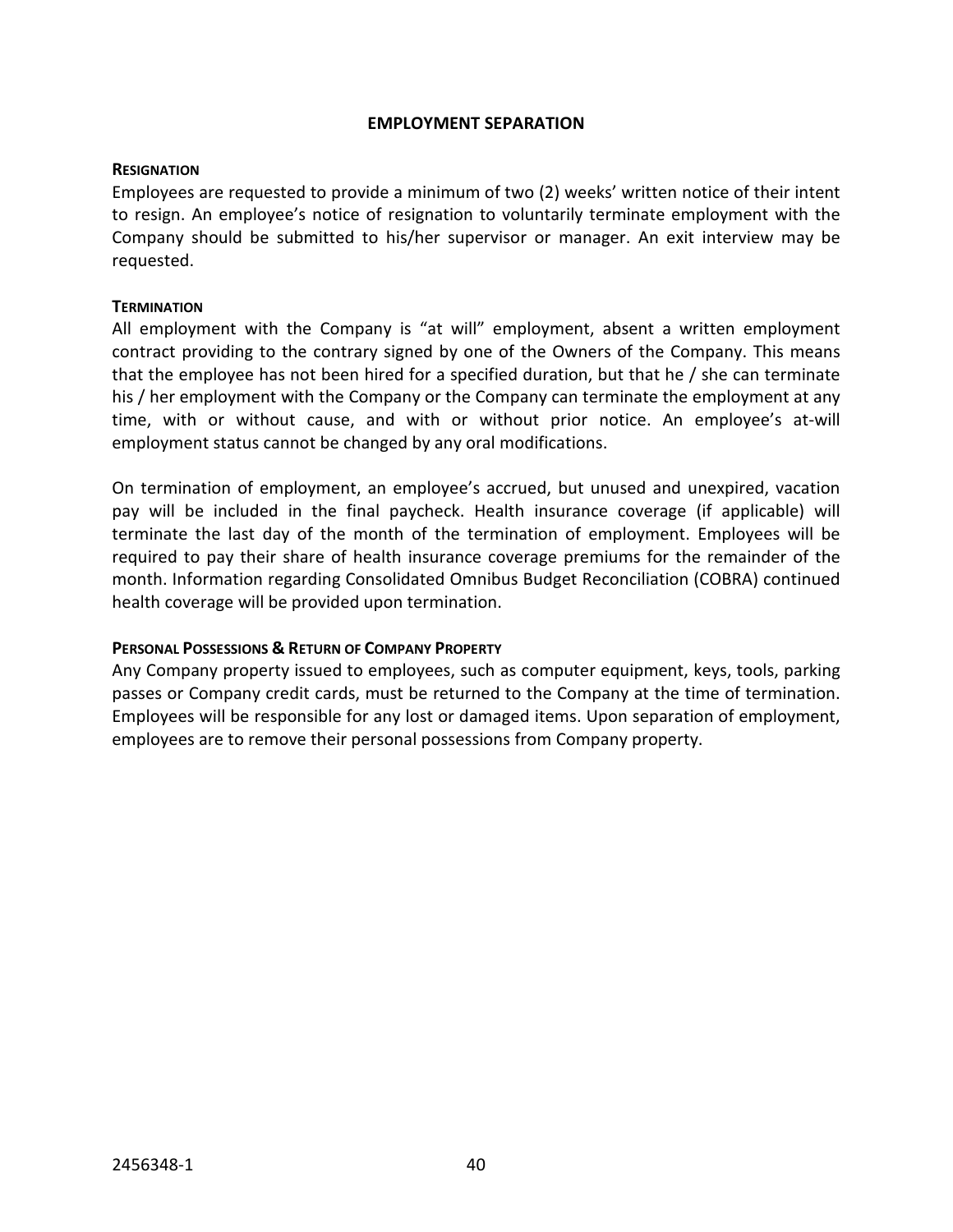## EMPLOYMENT SEPARATION

### RESIGNATION

Employees are requested to provide a minimum of two (2) weeks' written notice of their intent to resign. An employee's notice of resignation to voluntarily terminate employment with the Company should be submitted to his/her supervisor or manager. An exit interview may be requested.

### TERMINATION

All employment with the Company is "at will" employment, absent a written employment contract providing to the contrary signed by one of the Owners of the Company. This means that the employee has not been hired for a specified duration, but that he / she can terminate his / her employment with the Company or the Company can terminate the employment at any time, with or without cause, and with or without prior notice. An employee's at-will employment status cannot be changed by any oral modifications.

On termination of employment, an employee's accrued, but unused and unexpired, vacation pay will be included in the final paycheck. Health insurance coverage (if applicable) will terminate the last day of the month of the termination of employment. Employees will be required to pay their share of health insurance coverage premiums for the remainder of the month. Information regarding Consolidated Omnibus Budget Reconciliation (COBRA) continued health coverage will be provided upon termination.

### PERSONAL POSSESSIONS & RETURN OF COMPANY PROPERTY

Any Company property issued to employees, such as computer equipment, keys, tools, parking passes or Company credit cards, must be returned to the Company at the time of termination. Employees will be responsible for any lost or damaged items. Upon separation of employment, employees are to remove their personal possessions from Company property.

2456348-1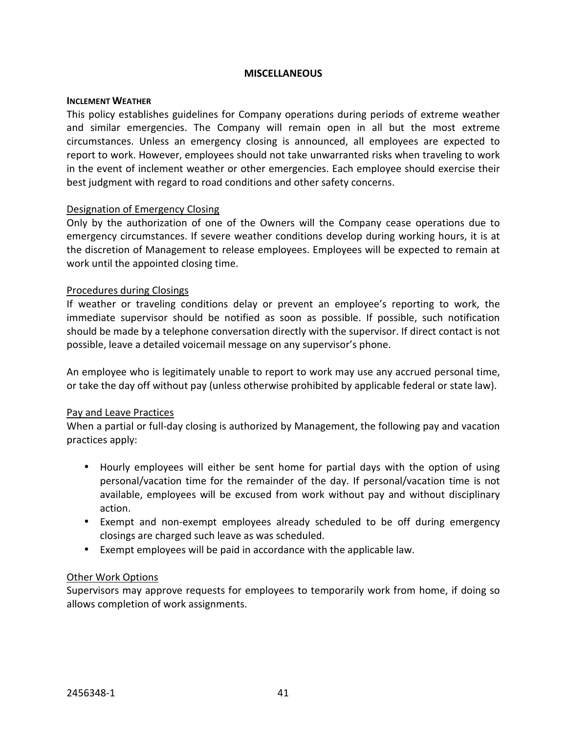# MISCELLANEOUS

## INCLEMENT WEATHER

This policy establishes guidelines for Company operations during periods of extreme weather and similar emergencies. The Company will remain open in all but the most extreme circumstances. Unless an emergency closing is announced, all employees are expected to report to work. However, employees should not take unwarranted risks when traveling to work in the event of inclement weather or other emergencies. Each employee should exercise their best judgment with regard to road conditions and other safety concerns.

### Designation of Emergency Closing

Only by the authorization of one of the Owners will the Company cease operations due to emergency circumstances. If severe weather conditions develop during working hours, it is at the discretion of Management to release employees. Employees will be expected to remain at work until the appointed closing time.

### Procedures during Closings

If weather or traveling conditions delay or prevent an employee's reporting to work, the immediate supervisor should be notified as soon as possible. If possible, such notification should be made by a telephone conversation directly with the supervisor. If direct contact is not possible, leave a detailed voicemail message on any supervisor's phone.

An employee who is legitimately unable to report to work may use any accrued personal time, or take the day off without pay (unless otherwise prohibited by applicable federal or state law).

### Pay and Leave Practices

When a partial or full-day closing is authorized by Management, the following pay and vacation practices apply:

- Hourly employees will either be sent home for partial days with the option of using personal/vacation time for the remainder of the day. If personal/vacation time is not available, employees will be excused from work without pay and without disciplinary action.
- Exempt and non-exempt employees already scheduled to be off during emergency closings are charged such leave as was scheduled.
- Exempt employees will be paid in accordance with the applicable law.

### Other Work Options

Supervisors may approve requests for employees to temporarily work from home, if doing so allows completion of work assignments.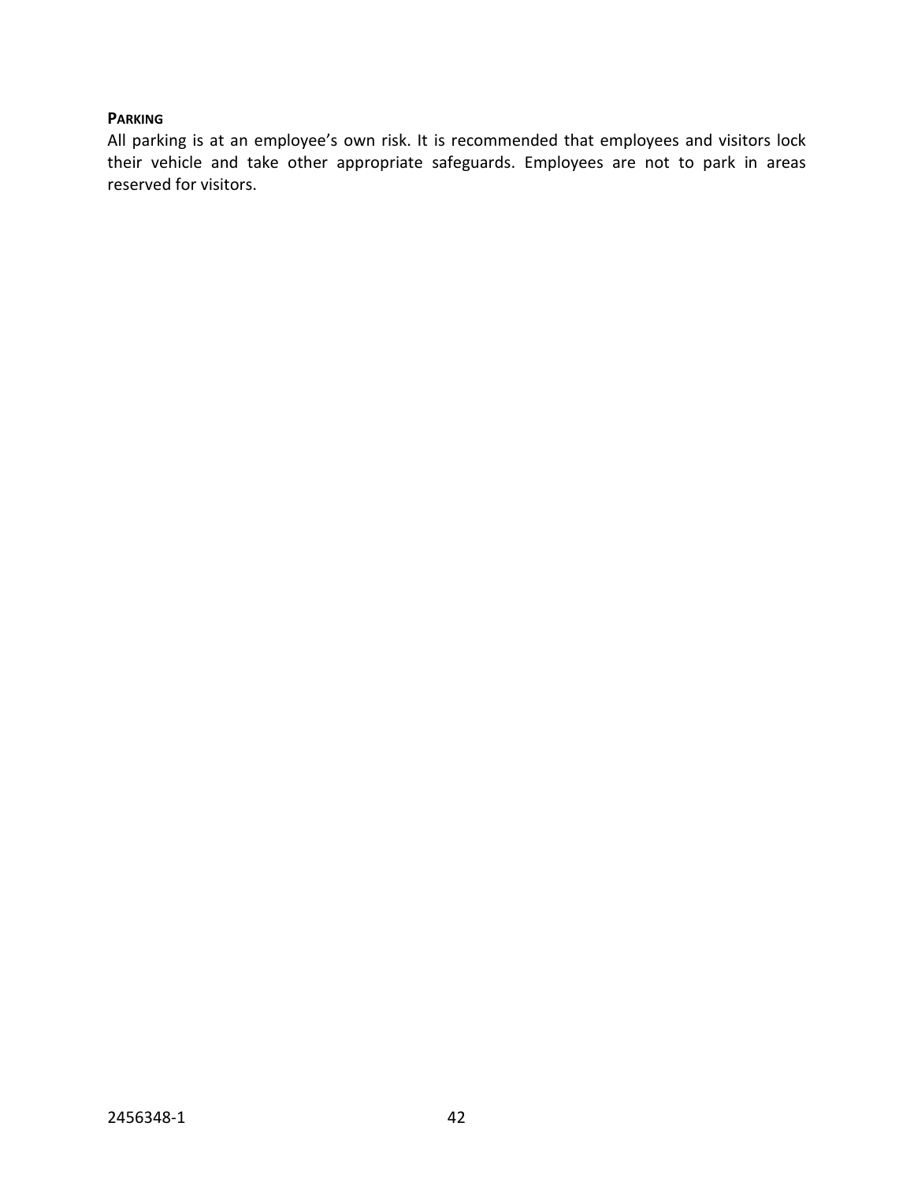### PARKING

All parking is at an employee's own risk. It is recommended that employees and visitors lock their vehicle and take other appropriate safeguards. Employees are not to park in areas reserved for visitors.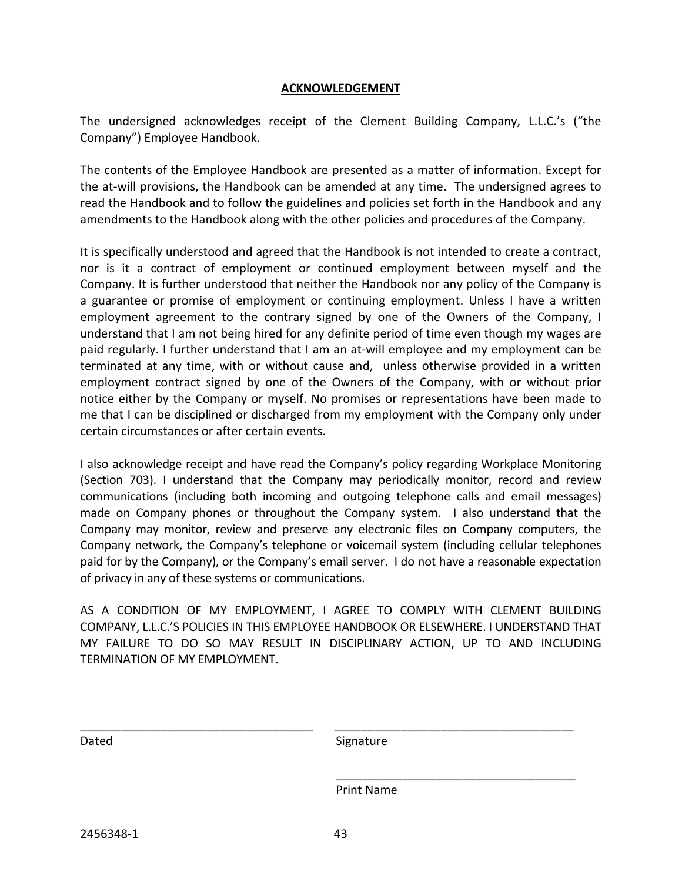## ACKNOWLEDGEMENT

The undersigned acknowledges receipt of the Clement Building Company, L.L.C.'s ("the Company") Employee Handbook.

The contents of the Employee Handbook are presented as a matter of information. Except for the at-will provisions, the Handbook can be amended at any time. The undersigned agrees to read the Handbook and to follow the guidelines and policies set forth in the Handbook and any amendments to the Handbook along with the other policies and procedures of the Company.

It is specifically understood and agreed that the Handbook is not intended to create a contract, nor is it a contract of employment or continued employment between myself and the Company. It is further understood that neither the Handbook nor any policy of the Company is a guarantee or promise of employment or continuing employment. Unless I have a written employment agreement to the contrary signed by one of the Owners of the Company, I understand that I am not being hired for any definite period of time even though my wages are paid regularly. I further understand that I am an at-will employee and my employment can be terminated at any time, with or without cause and, unless otherwise provided in a written employment contract signed by one of the Owners of the Company, with or without prior notice either by the Company or myself. No promises or representations have been made to me that I can be disciplined or discharged from my employment with the Company only under certain circumstances or after certain events.

I also acknowledge receipt and have read the Company's policy regarding Workplace Monitoring (Section 703). I understand that the Company may periodically monitor, record and review communications (including both incoming and outgoing telephone calls and email messages) made on Company phones or throughout the Company system. I also understand that the Company may monitor, review and preserve any electronic files on Company computers, the Company network, the Company's telephone or voicemail system (including cellular telephones paid for by the Company), or the Company's email server. I do not have a reasonable expectation of privacy in any of these systems or communications.

AS A CONDITION OF MY EMPLOYMENT, I AGREE TO COMPLY WITH CLEMENT BUILDING COMPANY, L.L.C.'S POLICIES IN THIS EMPLOYEE HANDBOOK OR ELSEWHERE. I UNDERSTAND THAT MY FAILURE TO DO SO MAY RESULT IN DISCIPLINARY ACTION, UP TO AND INCLUDING TERMINATION OF MY EMPLOYMENT.

_________________________________ Dated

_________________________________ Signature

_________________________________ Print Name

2456348-1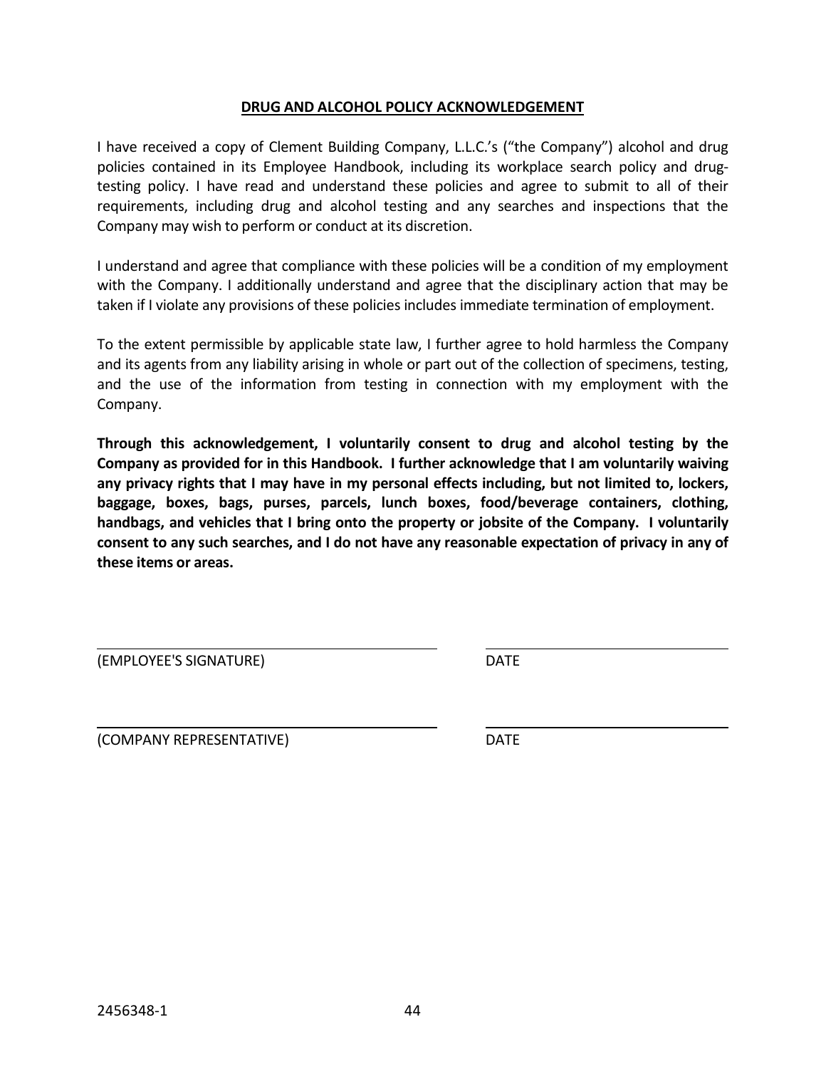## DRUG AND ALCOHOL POLICY ACKNOWLEDGEMENT

I have received a copy of Clement Building Company, L.L.C.'s ("the Company") alcohol and drug policies contained in its Employee Handbook, including its workplace search policy and drug-testing policy. I have read and understand these policies and agree to submit to all of their requirements, including drug and alcohol testing and any searches and inspections that the Company may wish to perform or conduct at its discretion.

I understand and agree that compliance with these policies will be a condition of my employment with the Company. I additionally understand and agree that the disciplinary action that may be taken if I violate any provisions of these policies includes immediate termination of employment.

To the extent permissible by applicable state law, I further agree to hold harmless the Company and its agents from any liability arising in whole or part out of the collection of specimens, testing, and the use of the information from testing in connection with my employment with the Company.

**Through this acknowledgement, I voluntarily consent to drug and alcohol testing by the Company as provided for in this Handbook. I further acknowledge that I am voluntarily waiving any privacy rights that I may have in my personal effects including, but not limited to, lockers, baggage, boxes, bags, purses, parcels, lunch boxes, food/beverage containers, clothing, handbags, and vehicles that I bring onto the property or jobsite of the Company. I voluntarily consent to any such searches, and I do not have any reasonable expectation of privacy in any of these items or areas.**

______________________________ ______________________________
(EMPLOYEE'S SIGNATURE) DATE

______________________________ ______________________________
(COMPANY REPRESENTATIVE) DATE

2456348-1